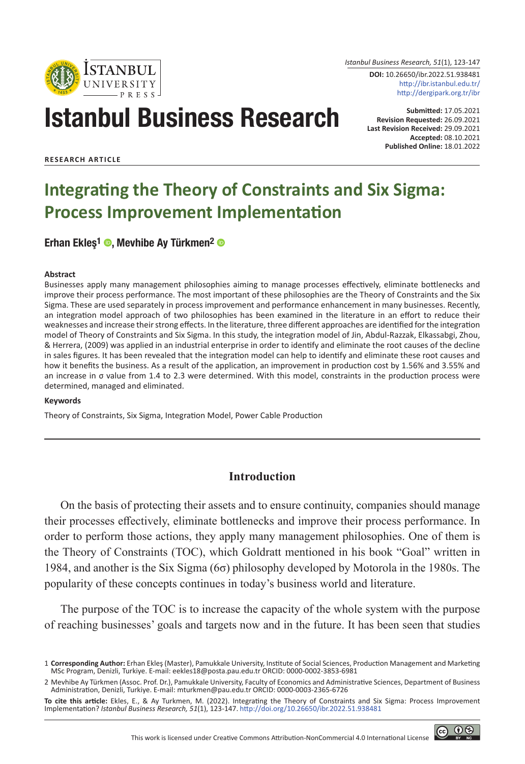Istanbul Business Research

Submitted: 17.05.2021
Revision Requested: 26.09.2021
Last Revision Received: 29.09.2021
Accepted: 08.10.2021
Published Online: 18.01.2022

DOI: 10.26650/ibr.2022.51.938481
http://ibr.istanbul.edu.tr/
http://dergipark.org.tr/ibr

**RESEARCH ARTICLE**

# Integrating the Theory of Constraints and Six Sigma: Process Improvement Implementation

**Erhan Ekleş[1], Mevhibe Ay Türkmen[2]**

### Abstract

Businesses apply many management philosophies aiming to manage processes effectively, eliminate bottlenecks and improve their process performance. The most important of these philosophies are the Theory of Constraints and the Six Sigma. These are used separately in process improvement and performance enhancement in many businesses. Recently, an integration model approach of two philosophies has been examined in the literature in an effort to reduce their weaknesses and increase their strong effects. In the literature, three different approaches are identified for the integration model of Theory of Constraints and Six Sigma. In this study, the integration model of Jin, Abdul-Razzak, Elkassabgi, Zhou, & Herrera, (2009) was applied in an industrial enterprise in order to identify and eliminate the root causes of the decline in sales figures. It has been revealed that the integration model can help to identify and eliminate these root causes and how it benefits the business. As a result of the application, an improvement in production cost by 1.56% and 3.55% and an increase in σ value from 1.4 to 2.3 were determined. With this model, constraints in the production process were determined, managed and eliminated.

### Keywords

Theory of Constraints, Six Sigma, Integration Model, Power Cable Production

## Introduction

On the basis of protecting their assets and to ensure continuity, companies should manage their processes effectively, eliminate bottlenecks and improve their process performance. In order to perform those actions, they apply many management philosophies. One of them is the Theory of Constraints (TOC), which Goldratt mentioned in his book "Goal" written in 1984, and another is the Six Sigma (6σ) philosophy developed by Motorola in the 1980s. The popularity of these concepts continues in today's business world and literature.

The purpose of the TOC is to increase the capacity of the whole system with the purpose of reaching businesses' goals and targets now and in the future. It has been seen that studies

1 **Corresponding Author:** Erhan Ekleş (Master), Pamukkale University, Institute of Social Sciences, Production Management and Marketing MSc Program, Denizli, Turkiye. E-mail: eekles18@posta.pau.edu.tr ORCID: 0000-0002-3853-6981

2 Mevhibe Ay Türkmen (Assoc. Prof. Dr.), Pamukkale University, Faculty of Economics and Administrative Sciences, Department of Business Administration, Denizli, Turkiye. E-mail: mturkmen@pau.edu.tr ORCID: 0000-0003-2365-6726

**To cite this article:** Ekles, E., & Ay Turkmen, M. (2022). Integrating the Theory of Constraints and Six Sigma: Process Improvement Implementation? *Istanbul Business Research, 51*(1), 123-147. http://doi.org/10.26650/ibr.2022.51.938481

This work is licensed under Creative Commons Attribution-NonCommercial 4.0 International License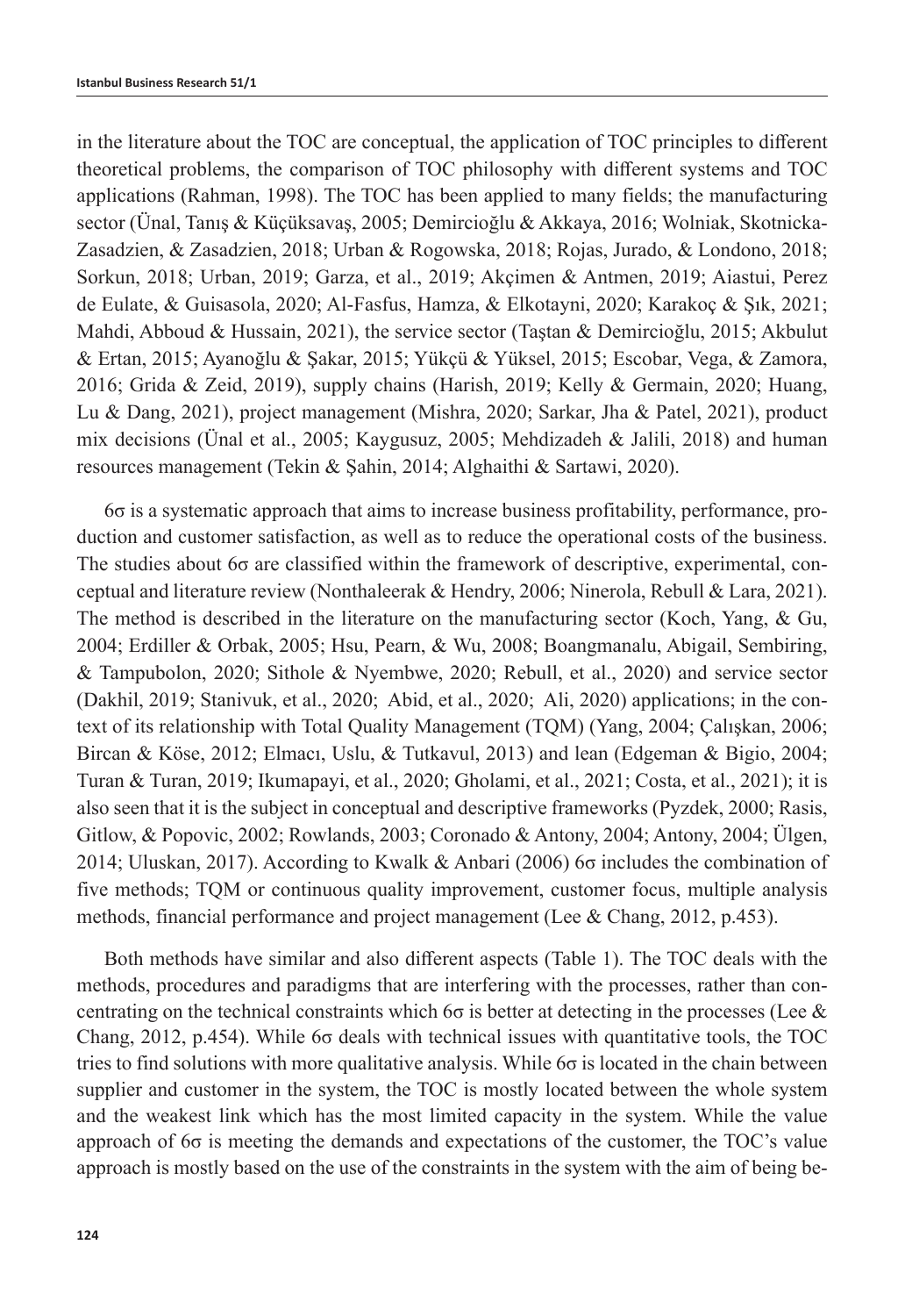in the literature about the TOC are conceptual, the application of TOC principles to different theoretical problems, the comparison of TOC philosophy with different systems and TOC applications (Rahman, 1998). The TOC has been applied to many fields; the manufacturing sector (Ünal, Tanış & Küçüksavaş, 2005; Demircioğlu & Akkaya, 2016; Wolniak, Skotnicka-Zasadzien, & Zasadzien, 2018; Urban & Rogowska, 2018; Rojas, Jurado, & Londono, 2018; Sorkun, 2018; Urban, 2019; Garza, et al., 2019; Akçimen & Antmen, 2019; Aiastui, Perez de Eulate, & Guisasola, 2020; Al-Fasfus, Hamza, & Elkotayni, 2020; Karakoç & Şık, 2021; Mahdi, Abboud & Hussain, 2021), the service sector (Taştan & Demircioğlu, 2015; Akbulut & Ertan, 2015; Ayanoğlu & Şakar, 2015; Yükçü & Yüksel, 2015; Escobar, Vega, & Zamora, 2016; Grida & Zeid, 2019), supply chains (Harish, 2019; Kelly & Germain, 2020; Huang, Lu & Dang, 2021), project management (Mishra, 2020; Sarkar, Jha & Patel, 2021), product mix decisions (Ünal et al., 2005; Kaygusuz, 2005; Mehdizadeh & Jalili, 2018) and human resources management (Tekin & Şahin, 2014; Alghaithi & Sartawi, 2020).

6σ is a systematic approach that aims to increase business profitability, performance, production and customer satisfaction, as well as to reduce the operational costs of the business. The studies about 6σ are classified within the framework of descriptive, experimental, conceptual and literature review (Nonthaleerak & Hendry, 2006; Ninerola, Rebull & Lara, 2021). The method is described in the literature on the manufacturing sector (Koch, Yang, & Gu, 2004; Erdiller & Orbak, 2005; Hsu, Pearn, & Wu, 2008; Boangmanalu, Abigail, Sembiring, & Tampubolon, 2020; Sithole & Nyembwe, 2020; Rebull, et al., 2020) and service sector (Dakhil, 2019; Stanivuk, et al., 2020; Abid, et al., 2020; Ali, 2020) applications; in the context of its relationship with Total Quality Management (TQM) (Yang, 2004; Çalışkan, 2006; Bircan & Köse, 2012; Elmacı, Uslu, & Tutkavul, 2013) and lean (Edgeman & Bigio, 2004; Turan & Turan, 2019; Ikumapayi, et al., 2020; Gholami, et al., 2021; Costa, et al., 2021); it is also seen that it is the subject in conceptual and descriptive frameworks (Pyzdek, 2000; Rasis, Gitlow, & Popovic, 2002; Rowlands, 2003; Coronado & Antony, 2004; Antony, 2004; Ülgen, 2014; Uluskan, 2017). According to Kwalk & Anbari (2006) 6σ includes the combination of five methods; TQM or continuous quality improvement, customer focus, multiple analysis methods, financial performance and project management (Lee & Chang, 2012, p.453).

Both methods have similar and also different aspects (Table 1). The TOC deals with the methods, procedures and paradigms that are interfering with the processes, rather than concentrating on the technical constraints which 6σ is better at detecting in the processes (Lee & Chang, 2012, p.454). While 6σ deals with technical issues with quantitative tools, the TOC tries to find solutions with more qualitative analysis. While 6σ is located in the chain between supplier and customer in the system, the TOC is mostly located between the whole system and the weakest link which has the most limited capacity in the system. While the value approach of 6σ is meeting the demands and expectations of the customer, the TOC's value approach is mostly based on the use of the constraints in the system with the aim of being be-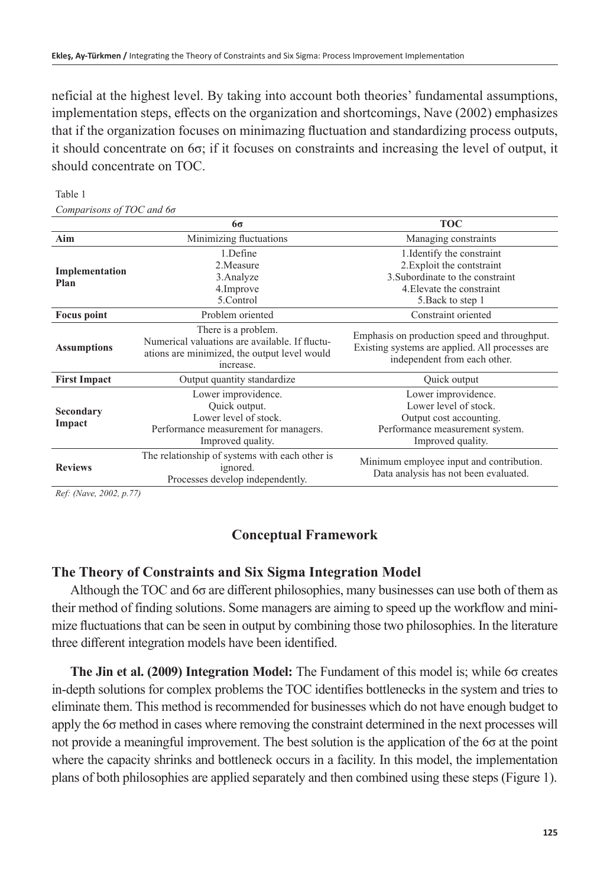neficial at the highest level. By taking into account both theories' fundamental assumptions, implementation steps, effects on the organization and shortcomings, Nave (2002) emphasizes that if the organization focuses on minimazing fluctuation and standardizing process outputs, it should concentrate on 6σ; if it focuses on constraints and increasing the level of output, it should concentrate on TOC.

Table 1

*Comparisons of TOC and 6σ*

| | 6σ | TOC |
|---|---|---|
| **Aim** | Minimizing fluctuations | Managing constraints |
| **Implementation Plan** | 1.Define<br>2.Measure<br>3.Analyze<br>4.Improve<br>5.Control | 1.Identify the constraint<br>2.Exploit the contstraint<br>3.Subordinate to the constraint<br>4.Elevate the constraint<br>5.Back to step 1 |
| **Focus point** | Problem oriented | Constraint oriented |
| **Assumptions** | There is a problem.<br>Numerical valuations are available. If fluctuations are minimized, the output level would increase. | Emphasis on production speed and throughput.<br>Existing systems are applied. All processes are independent from each other. |
| **First Impact** | Output quantity standardize | Quick output |
| **Secondary Impact** | Lower improvidence.<br>Quick output.<br>Lower level of stock.<br>Performance measurement for managers.<br>Improved quality. | Lower improvidence.<br>Lower level of stock.<br>Output cost accounting.<br>Performance measurement system.<br>Improved quality. |
| **Reviews** | The relationship of systems with each other is ignored.<br>Processes develop independently. | Minimum employee input and contribution.<br>Data analysis has not been evaluated. |

*Ref: (Nave, 2002, p.77)*

## Conceptual Framework

### The Theory of Constraints and Six Sigma Integration Model

Although the TOC and 6σ are different philosophies, many businesses can use both of them as their method of finding solutions. Some managers are aiming to speed up the workflow and minimize fluctuations that can be seen in output by combining those two philosophies. In the literature three different integration models have been identified.

**The Jin et al. (2009) Integration Model:** The Fundament of this model is; while 6σ creates in-depth solutions for complex problems the TOC identifies bottlenecks in the system and tries to eliminate them. This method is recommended for businesses which do not have enough budget to apply the 6σ method in cases where removing the constraint determined in the next processes will not provide a meaningful improvement. The best solution is the application of the 6σ at the point where the capacity shrinks and bottleneck occurs in a facility. In this model, the implementation plans of both philosophies are applied separately and then combined using these steps (Figure 1).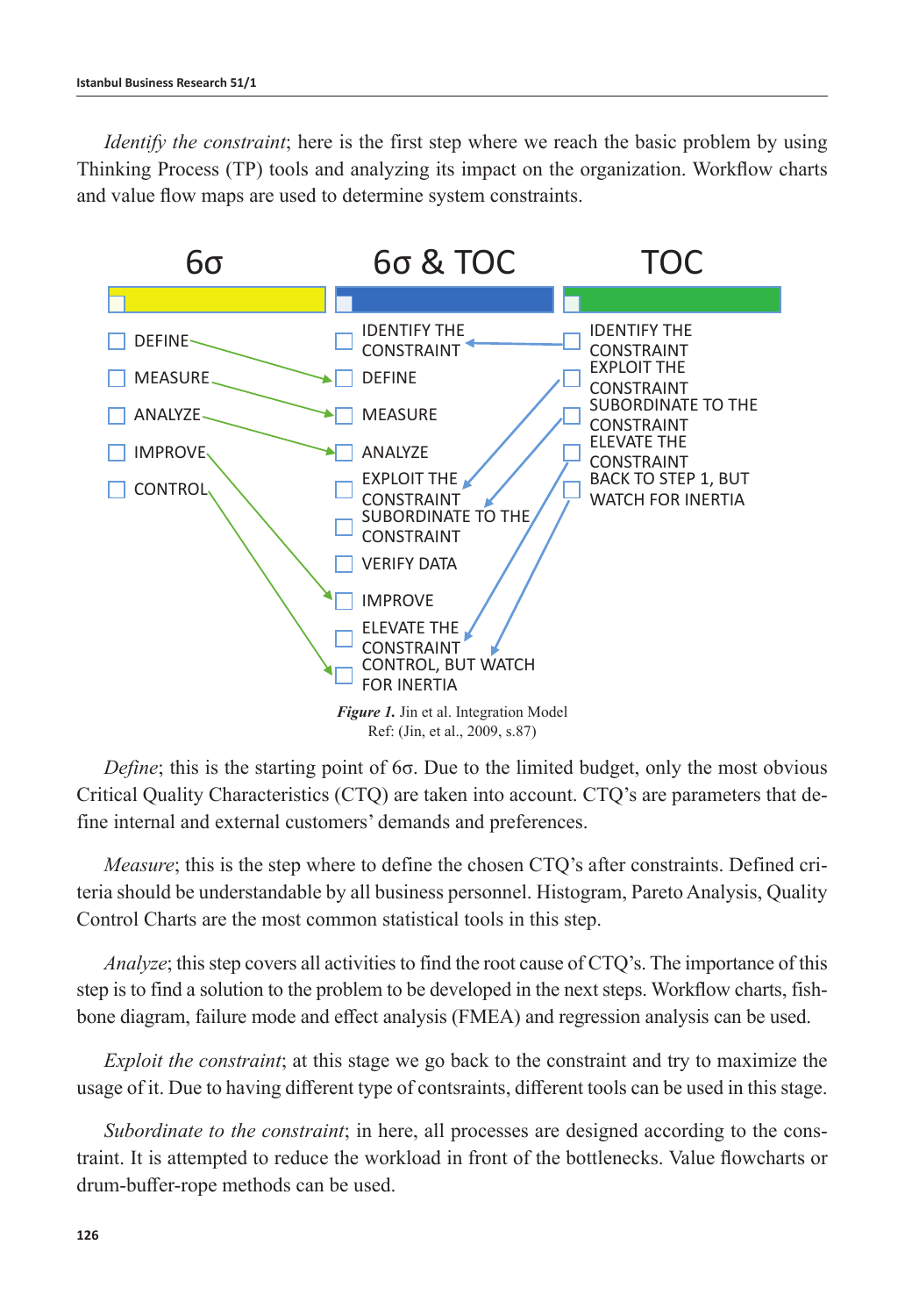*Identify the constraint*; here is the first step where we reach the basic problem by using Thinking Process (TP) tools and analyzing its impact on the organization. Workflow charts and value flow maps are used to determine system constraints.

| 6σ | 6σ & TOC | TOC |
|---|---|---|
| DEFINE | IDENTIFY THE CONSTRAINT | IDENTIFY THE CONSTRAINT |
| MEASURE | DEFINE | EXPLOIT THE CONSTRAINT |
| ANALYZE | MEASURE | SUBORDINATE TO THE CONSTRAINT |
| IMPROVE | ANALYZE | ELEVATE THE CONSTRAINT |
| CONTROL | EXPLOIT THE CONSTRAINT | BACK TO STEP 1, BUT WATCH FOR INERTIA |
| | SUBORDINATE TO THE CONSTRAINT | |
| | VERIFY DATA | |
| | IMPROVE | |
| | ELEVATE THE CONSTRAINT | |
| | CONTROL, BUT WATCH FOR INERTIA | |

***Figure 1.*** Jin et al. Integration Model
Ref: (Jin, et al., 2009, s.87)

*Define*; this is the starting point of 6σ. Due to the limited budget, only the most obvious Critical Quality Characteristics (CTQ) are taken into account. CTQ's are parameters that define internal and external customers' demands and preferences.

*Measure*; this is the step where to define the chosen CTQ's after constraints. Defined criteria should be understandable by all business personnel. Histogram, Pareto Analysis, Quality Control Charts are the most common statistical tools in this step.

*Analyze*; this step covers all activities to find the root cause of CTQ's. The importance of this step is to find a solution to the problem to be developed in the next steps. Workflow charts, fishbone diagram, failure mode and effect analysis (FMEA) and regression analysis can be used.

*Exploit the constraint*; at this stage we go back to the constraint and try to maximize the usage of it. Due to having different type of contsraints, different tools can be used in this stage.

*Subordinate to the constraint*; in here, all processes are designed according to the constraint. It is attempted to reduce the workload in front of the bottlenecks. Value flowcharts or drum-buffer-rope methods can be used.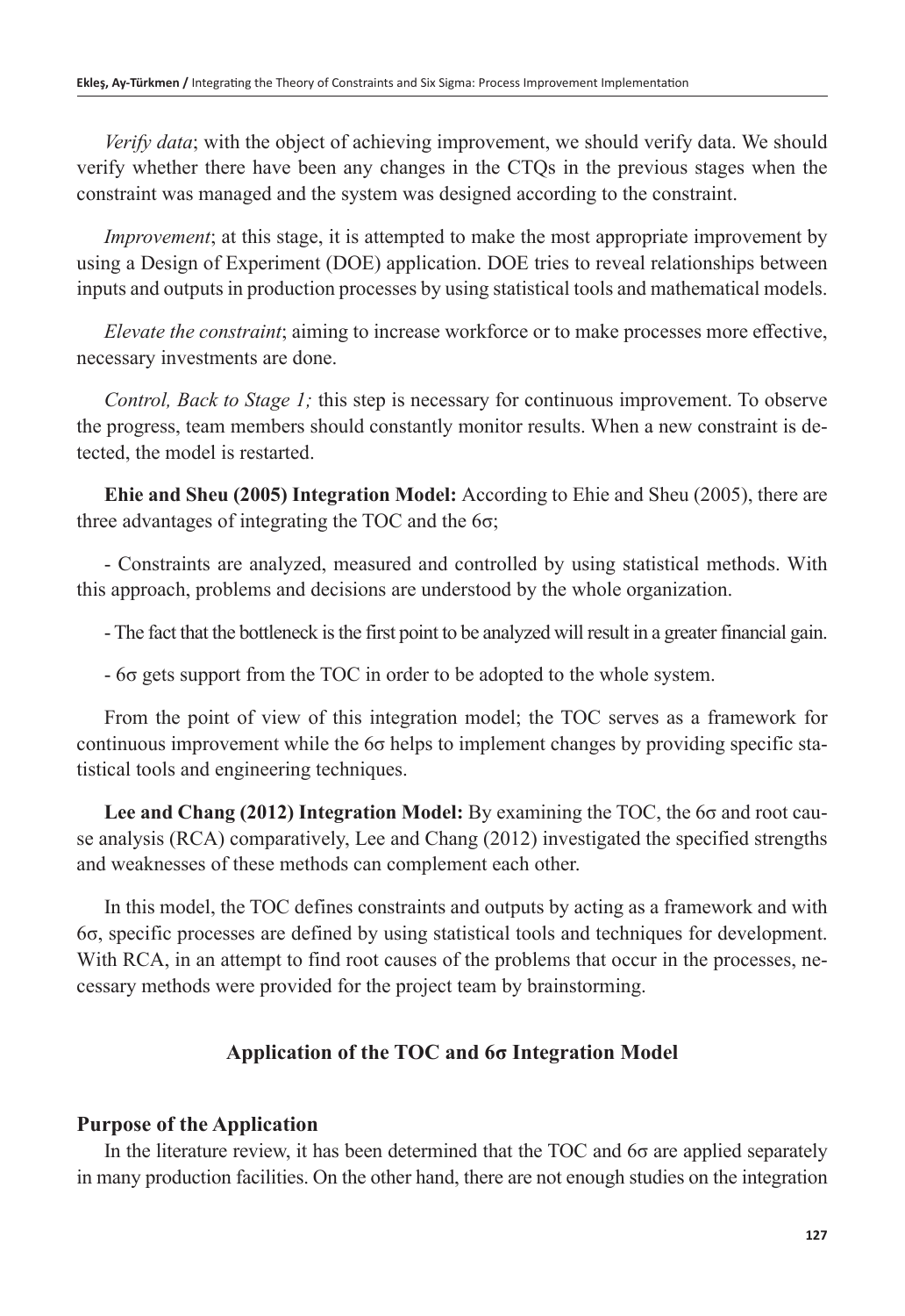*Verify data*; with the object of achieving improvement, we should verify data. We should verify whether there have been any changes in the CTQs in the previous stages when the constraint was managed and the system was designed according to the constraint.

*Improvement*; at this stage, it is attempted to make the most appropriate improvement by using a Design of Experiment (DOE) application. DOE tries to reveal relationships between inputs and outputs in production processes by using statistical tools and mathematical models.

*Elevate the constraint*; aiming to increase workforce or to make processes more effective, necessary investments are done.

*Control, Back to Stage 1;* this step is necessary for continuous improvement. To observe the progress, team members should constantly monitor results. When a new constraint is detected, the model is restarted.

**Ehie and Sheu (2005) Integration Model:** According to Ehie and Sheu (2005), there are three advantages of integrating the TOC and the 6σ;

- Constraints are analyzed, measured and controlled by using statistical methods. With this approach, problems and decisions are understood by the whole organization.

- The fact that the bottleneck is the first point to be analyzed will result in a greater financial gain.

- 6σ gets support from the TOC in order to be adopted to the whole system.

From the point of view of this integration model; the TOC serves as a framework for continuous improvement while the 6σ helps to implement changes by providing specific statistical tools and engineering techniques.

**Lee and Chang (2012) Integration Model:** By examining the TOC, the 6σ and root cause analysis (RCA) comparatively, Lee and Chang (2012) investigated the specified strengths and weaknesses of these methods can complement each other.

In this model, the TOC defines constraints and outputs by acting as a framework and with 6σ, specific processes are defined by using statistical tools and techniques for development. With RCA, in an attempt to find root causes of the problems that occur in the processes, necessary methods were provided for the project team by brainstorming.

## Application of the TOC and 6σ Integration Model

### Purpose of the Application

In the literature review, it has been determined that the TOC and 6σ are applied separately in many production facilities. On the other hand, there are not enough studies on the integration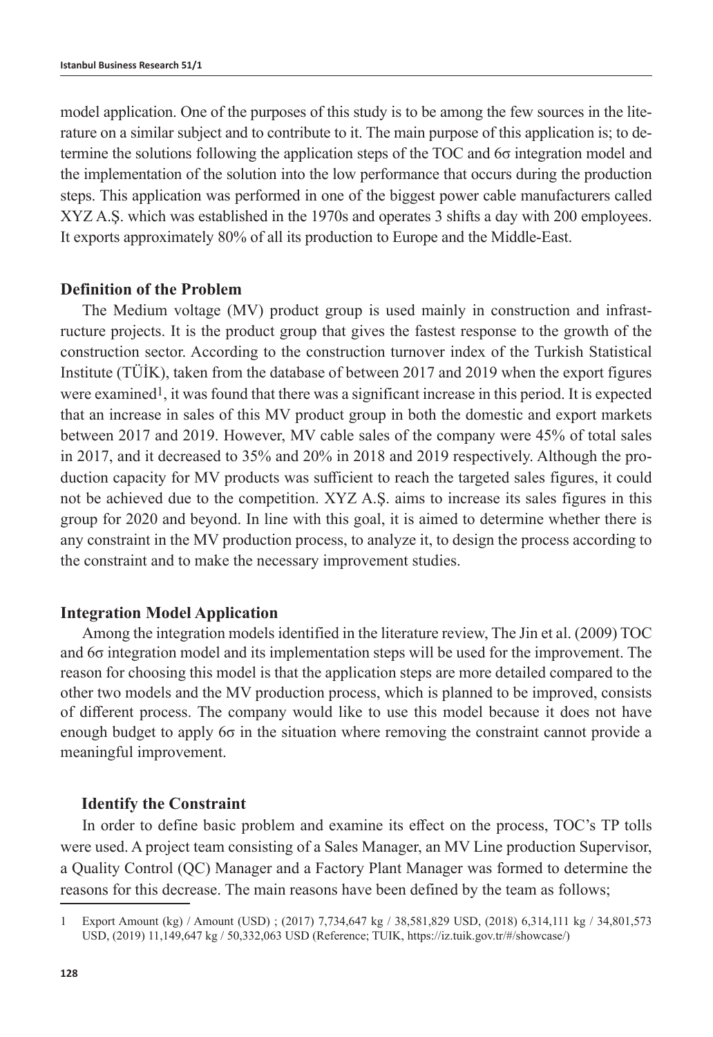model application. One of the purposes of this study is to be among the few sources in the literature on a similar subject and to contribute to it. The main purpose of this application is; to determine the solutions following the application steps of the TOC and 6σ integration model and the implementation of the solution into the low performance that occurs during the production steps. This application was performed in one of the biggest power cable manufacturers called XYZ A.Ş. which was established in the 1970s and operates 3 shifts a day with 200 employees. It exports approximately 80% of all its production to Europe and the Middle-East.

## Definition of the Problem

The Medium voltage (MV) product group is used mainly in construction and infrastructure projects. It is the product group that gives the fastest response to the growth of the construction sector. According to the construction turnover index of the Turkish Statistical Institute (TÜİK), taken from the database of between 2017 and 2019 when the export figures were examined[1], it was found that there was a significant increase in this period. It is expected that an increase in sales of this MV product group in both the domestic and export markets between 2017 and 2019. However, MV cable sales of the company were 45% of total sales in 2017, and it decreased to 35% and 20% in 2018 and 2019 respectively. Although the production capacity for MV products was sufficient to reach the targeted sales figures, it could not be achieved due to the competition. XYZ A.Ş. aims to increase its sales figures in this group for 2020 and beyond. In line with this goal, it is aimed to determine whether there is any constraint in the MV production process, to analyze it, to design the process according to the constraint and to make the necessary improvement studies.

## Integration Model Application

Among the integration models identified in the literature review, The Jin et al. (2009) TOC and 6σ integration model and its implementation steps will be used for the improvement. The reason for choosing this model is that the application steps are more detailed compared to the other two models and the MV production process, which is planned to be improved, consists of different process. The company would like to use this model because it does not have enough budget to apply 6σ in the situation where removing the constraint cannot provide a meaningful improvement.

### Identify the Constraint

In order to define basic problem and examine its effect on the process, TOC's TP tolls were used. A project team consisting of a Sales Manager, an MV Line production Supervisor, a Quality Control (QC) Manager and a Factory Plant Manager was formed to determine the reasons for this decrease. The main reasons have been defined by the team as follows;

---

1 Export Amount (kg) / Amount (USD) ; (2017) 7,734,647 kg / 38,581,829 USD, (2018) 6,314,111 kg / 34,801,573 USD, (2019) 11,149,647 kg / 50,332,063 USD (Reference; TUIK, https://iz.tuik.gov.tr/#/showcase/)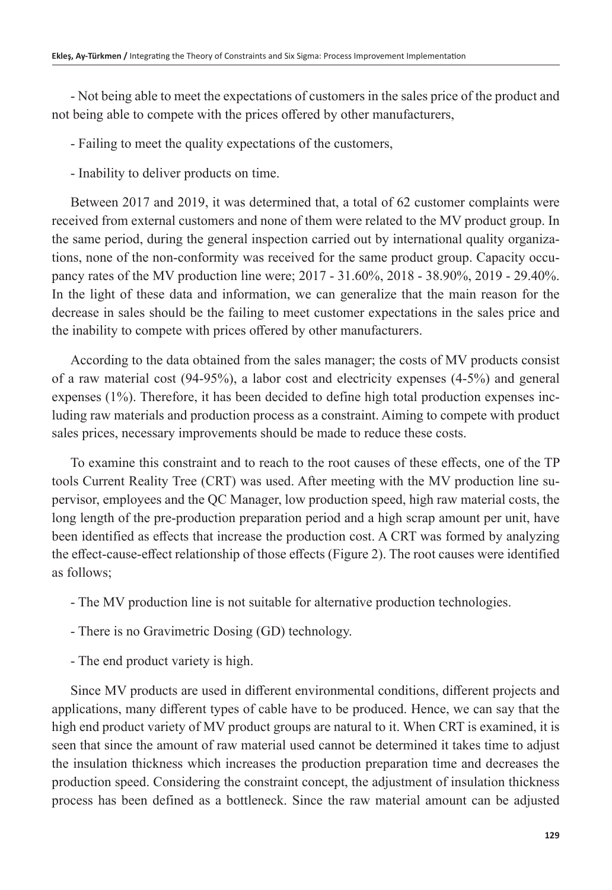- Not being able to meet the expectations of customers in the sales price of the product and not being able to compete with the prices offered by other manufacturers,

- Failing to meet the quality expectations of the customers,

- Inability to deliver products on time.

Between 2017 and 2019, it was determined that, a total of 62 customer complaints were received from external customers and none of them were related to the MV product group. In the same period, during the general inspection carried out by international quality organizations, none of the non-conformity was received for the same product group. Capacity occupancy rates of the MV production line were; 2017 - 31.60%, 2018 - 38.90%, 2019 - 29.40%. In the light of these data and information, we can generalize that the main reason for the decrease in sales should be the failing to meet customer expectations in the sales price and the inability to compete with prices offered by other manufacturers.

According to the data obtained from the sales manager; the costs of MV products consist of a raw material cost (94-95%), a labor cost and electricity expenses (4-5%) and general expenses (1%). Therefore, it has been decided to define high total production expenses including raw materials and production process as a constraint. Aiming to compete with product sales prices, necessary improvements should be made to reduce these costs.

To examine this constraint and to reach to the root causes of these effects, one of the TP tools Current Reality Tree (CRT) was used. After meeting with the MV production line supervisor, employees and the QC Manager, low production speed, high raw material costs, the long length of the pre-production preparation period and a high scrap amount per unit, have been identified as effects that increase the production cost. A CRT was formed by analyzing the effect-cause-effect relationship of those effects (Figure 2). The root causes were identified as follows;

- The MV production line is not suitable for alternative production technologies.

- There is no Gravimetric Dosing (GD) technology.

- The end product variety is high.

Since MV products are used in different environmental conditions, different projects and applications, many different types of cable have to be produced. Hence, we can say that the high end product variety of MV product groups are natural to it. When CRT is examined, it is seen that since the amount of raw material used cannot be determined it takes time to adjust the insulation thickness which increases the production preparation time and decreases the production speed. Considering the constraint concept, the adjustment of insulation thickness process has been defined as a bottleneck. Since the raw material amount can be adjusted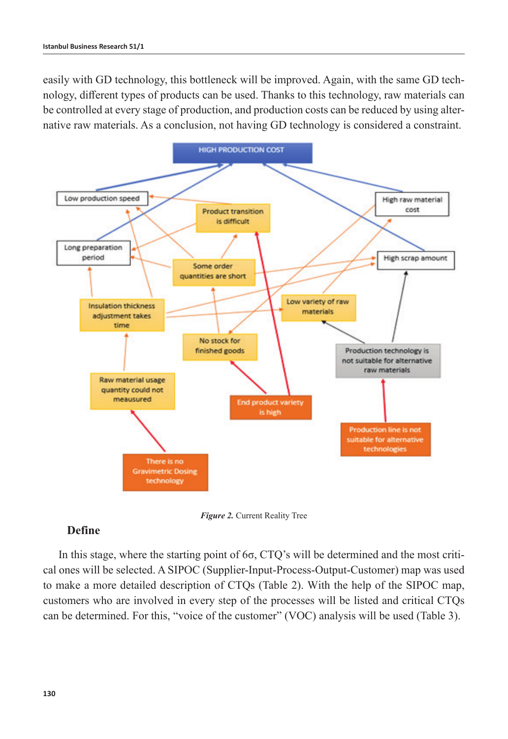easily with GD technology, this bottleneck will be improved. Again, with the same GD technology, different types of products can be used. Thanks to this technology, raw materials can be controlled at every stage of production, and production costs can be reduced by using alternative raw materials. As a conclusion, not having GD technology is considered a constraint.

*Figure 2.* Current Reality Tree

## Define

In this stage, where the starting point of 6σ, CTQ's will be determined and the most critical ones will be selected. A SIPOC (Supplier-Input-Process-Output-Customer) map was used to make a more detailed description of CTQs (Table 2). With the help of the SIPOC map, customers who are involved in every step of the processes will be listed and critical CTQs can be determined. For this, "voice of the customer" (VOC) analysis will be used (Table 3).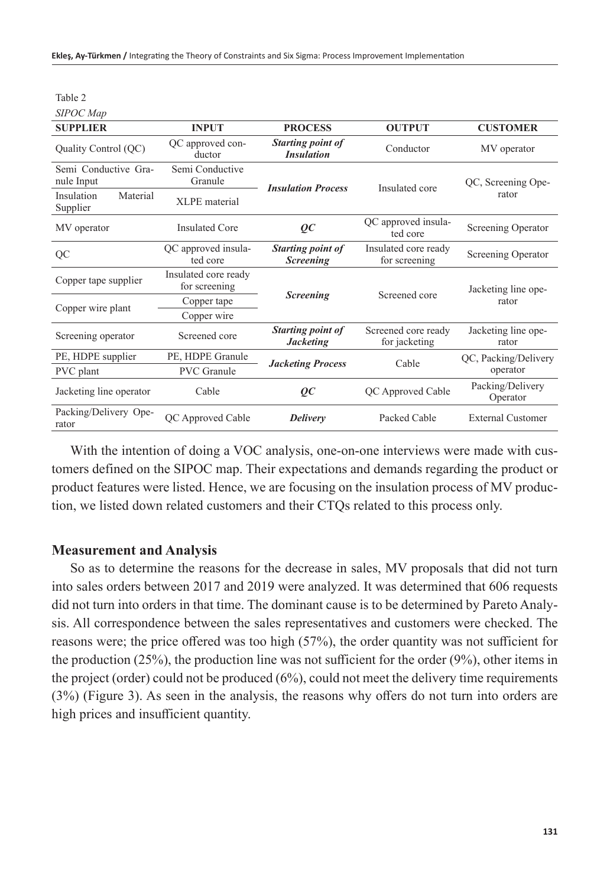Table 2

*SIPOC Map*

| SUPPLIER | INPUT | PROCESS | OUTPUT | CUSTOMER |
|---|---|---|---|---|
| Quality Control (QC) | QC approved conductor | ***Starting point of Insulation*** | Conductor | MV operator |
| Semi Conductive Granule Input | Semi Conductive Granule | ***Insulation Process*** | Insulated core | QC, Screening Operator |
| Insulation Material Supplier | XLPE material | | | |
| MV operator | Insulated Core | ***QC*** | QC approved insulated core | Screening Operator |
| QC | QC approved insulated core | ***Starting point of Screening*** | Insulated core ready for screening | Screening Operator |
| Copper tape supplier | Insulated core ready for screening | ***Screening*** | Screened core | Jacketing line operator |
| Copper wire plant | Copper tape | | | |
| | Copper wire | | | |
| Screening operator | Screened core | ***Starting point of Jacketing*** | Screened core ready for jacketing | Jacketing line operator |
| PE, HDPE supplier | PE, HDPE Granule | ***Jacketing Process*** | Cable | QC, Packing/Delivery operator |
| PVC plant | PVC Granule | | | |
| Jacketing line operator | Cable | ***QC*** | QC Approved Cable | Packing/Delivery Operator |
| Packing/Delivery Operator | QC Approved Cable | ***Delivery*** | Packed Cable | External Customer |

With the intention of doing a VOC analysis, one-on-one interviews were made with customers defined on the SIPOC map. Their expectations and demands regarding the product or product features were listed. Hence, we are focusing on the insulation process of MV production, we listed down related customers and their CTQs related to this process only.

### Measurement and Analysis

So as to determine the reasons for the decrease in sales, MV proposals that did not turn into sales orders between 2017 and 2019 were analyzed. It was determined that 606 requests did not turn into orders in that time. The dominant cause is to be determined by Pareto Analysis. All correspondence between the sales representatives and customers were checked. The reasons were; the price offered was too high (57%), the order quantity was not sufficient for the production (25%), the production line was not sufficient for the order (9%), other items in the project (order) could not be produced (6%), could not meet the delivery time requirements (3%) (Figure 3). As seen in the analysis, the reasons why offers do not turn into orders are high prices and insufficient quantity.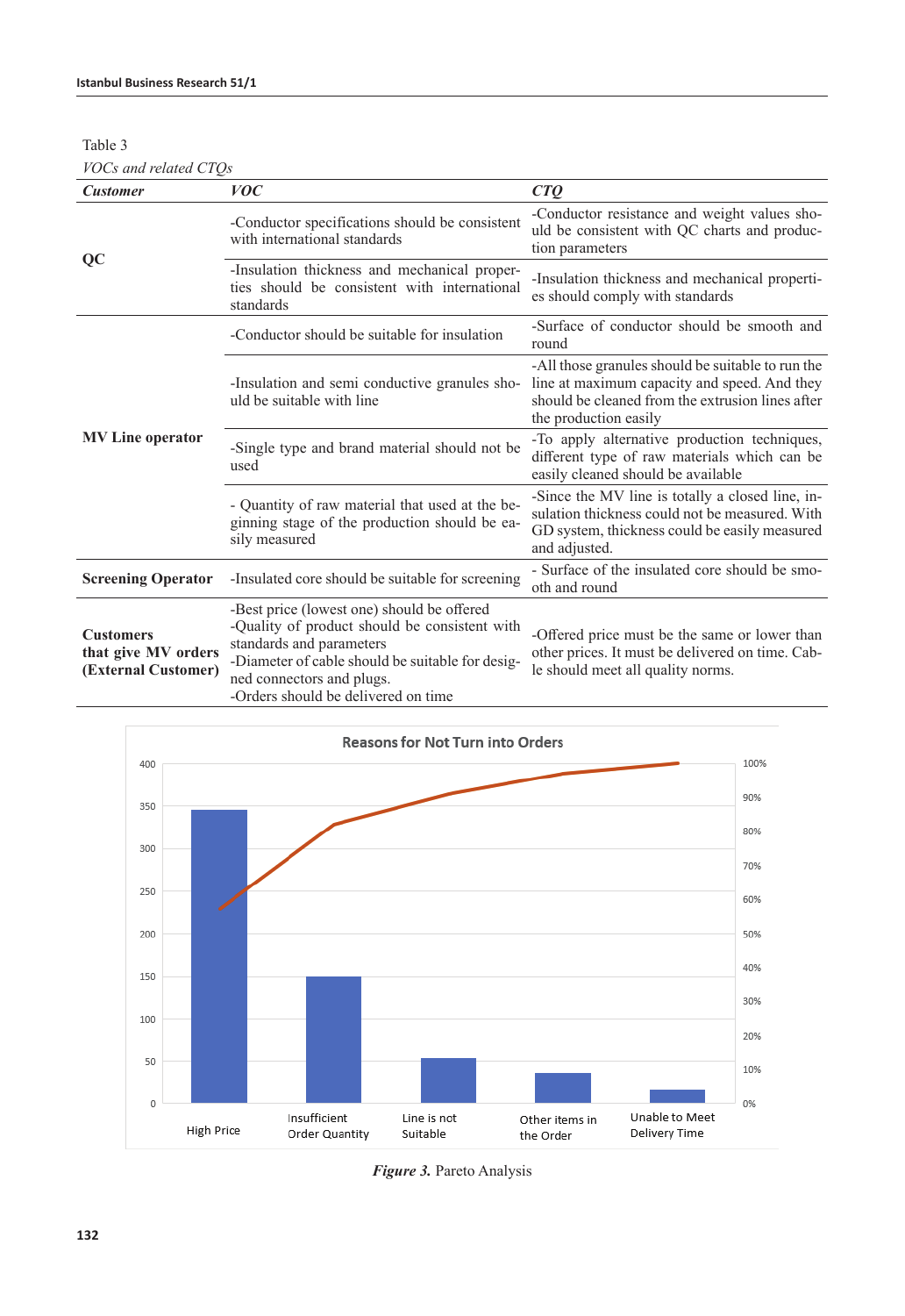Table 3

*VOCs and related CTQs*

| *Customer* | *VOC* | *CTQ* |
|---|---|---|
| **QC** | -Conductor specifications should be consistent with international standards | -Conductor resistance and weight values should be consistent with QC charts and production parameters |
| | -Insulation thickness and mechanical properties should be consistent with international standards | -Insulation thickness and mechanical properties should comply with standards |
| **MV Line operator** | -Conductor should be suitable for insulation | -Surface of conductor should be smooth and round |
| | -Insulation and semi conductive granules should be suitable with line | -All those granules should be suitable to run the line at maximum capacity and speed. And they should be cleaned from the extrusion lines after the production easily |
| | -Single type and brand material should not be used | -To apply alternative production techniques, different type of raw materials which can be easily cleaned should be available |
| | - Quantity of raw material that used at the beginning stage of the production should be easily measured | -Since the MV line is totally a closed line, insulation thickness could not be measured. With GD system, thickness could be easily measured and adjusted. |
| **Screening Operator** | -Insulated core should be suitable for screening | - Surface of the insulated core should be smooth and round |
| **Customers that give MV orders (External Customer)** | -Best price (lowest one) should be offered<br>-Quality of product should be consistent with standards and parameters<br>-Diameter of cable should be suitable for designed connectors and plugs.<br>-Orders should be delivered on time | -Offered price must be the same or lower than other prices. It must be delivered on time. Cable should meet all quality norms. |

*Figure 3.* Pareto Analysis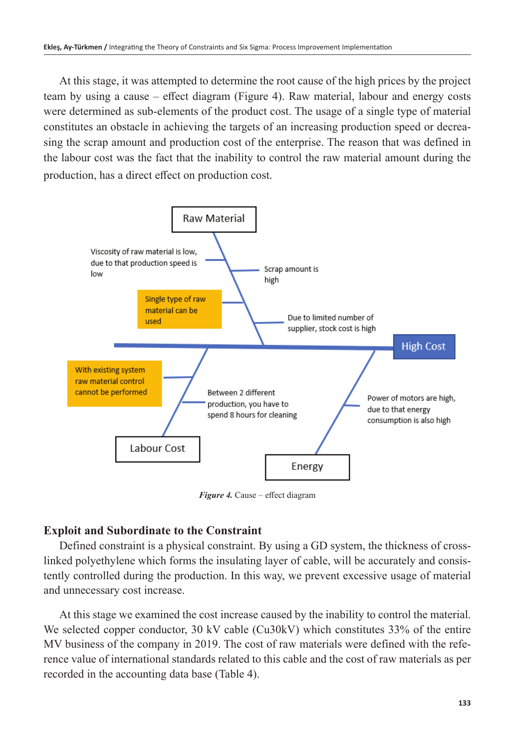At this stage, it was attempted to determine the root cause of the high prices by the project team by using a cause – effect diagram (Figure 4). Raw material, labour and energy costs were determined as sub-elements of the product cost. The usage of a single type of material constitutes an obstacle in achieving the targets of an increasing production speed or decreasing the scrap amount and production cost of the enterprise. The reason that was defined in the labour cost was the fact that the inability to control the raw material amount during the production, has a direct effect on production cost.

***Figure 4.*** Cause – effect diagram

## Exploit and Subordinate to the Constraint

Defined constraint is a physical constraint. By using a GD system, the thickness of cross-linked polyethylene which forms the insulating layer of cable, will be accurately and consistently controlled during the production. In this way, we prevent excessive usage of material and unnecessary cost increase.

At this stage we examined the cost increase caused by the inability to control the material. We selected copper conductor, 30 kV cable (Cu30kV) which constitutes 33% of the entire MV business of the company in 2019. The cost of raw materials were defined with the reference value of international standards related to this cable and the cost of raw materials as per recorded in the accounting data base (Table 4).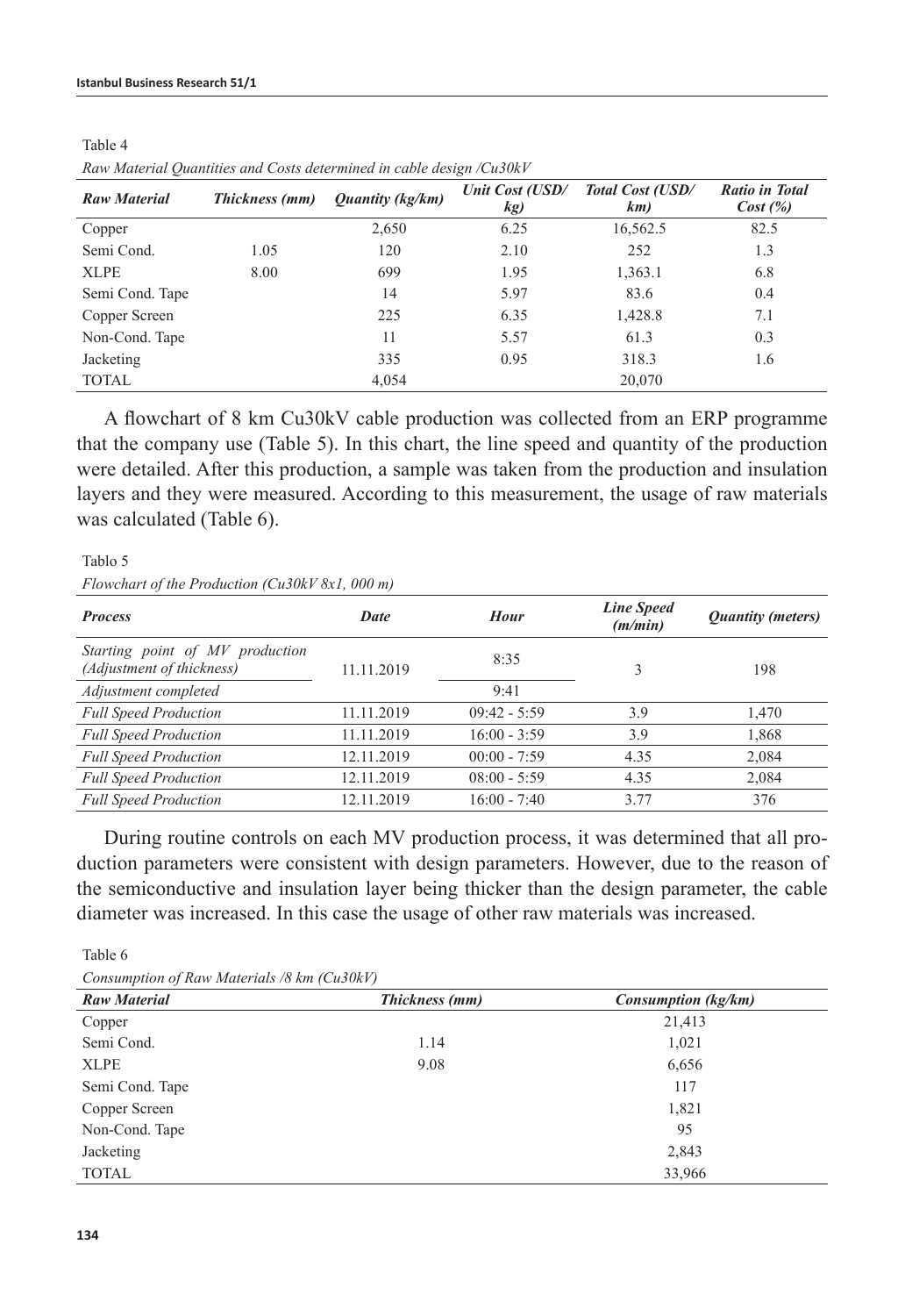Table 4

*Raw Material Quantities and Costs determined in cable design /Cu30kV*

| *Raw Material* | *Thickness (mm)* | *Quantity (kg/km)* | *Unit Cost (USD/kg)* | *Total Cost (USD/km)* | *Ratio in Total Cost (%)* |
|---|---|---|---|---|---|
| Copper | | 2,650 | 6.25 | 16,562.5 | 82.5 |
| Semi Cond. | 1.05 | 120 | 2.10 | 252 | 1.3 |
| XLPE | 8.00 | 699 | 1.95 | 1,363.1 | 6.8 |
| Semi Cond. Tape | | 14 | 5.97 | 83.6 | 0.4 |
| Copper Screen | | 225 | 6.35 | 1,428.8 | 7.1 |
| Non-Cond. Tape | | 11 | 5.57 | 61.3 | 0.3 |
| Jacketing | | 335 | 0.95 | 318.3 | 1.6 |
| TOTAL | | 4,054 | | 20,070 | |

A flowchart of 8 km Cu30kV cable production was collected from an ERP programme that the company use (Table 5). In this chart, the line speed and quantity of the production were detailed. After this production, a sample was taken from the production and insulation layers and they were measured. According to this measurement, the usage of raw materials was calculated (Table 6).

Tablo 5

*Flowchart of the Production (Cu30kV 8x1, 000 m)*

| *Process* | *Date* | *Hour* | *Line Speed (m/min)* | *Quantity (meters)* |
|---|---|---|---|---|
| *Starting point of MV production (Adjustment of thickness)* | 11.11.2019 | 8:35 | 3 | 198 |
| *Adjustment completed* | | 9:41 | | |
| *Full Speed Production* | 11.11.2019 | 09:42 - 5:59 | 3.9 | 1,470 |
| *Full Speed Production* | 11.11.2019 | 16:00 - 3:59 | 3.9 | 1,868 |
| *Full Speed Production* | 12.11.2019 | 00:00 - 7:59 | 4.35 | 2,084 |
| *Full Speed Production* | 12.11.2019 | 08:00 - 5:59 | 4.35 | 2,084 |
| *Full Speed Production* | 12.11.2019 | 16:00 - 7:40 | 3.77 | 376 |

During routine controls on each MV production process, it was determined that all production parameters were consistent with design parameters. However, due to the reason of the semiconductive and insulation layer being thicker than the design parameter, the cable diameter was increased. In this case the usage of other raw materials was increased.

Table 6

*Consumption of Raw Materials /8 km (Cu30kV)*

| *Raw Material* | *Thickness (mm)* | *Consumption (kg/km)* |
|---|---|---|
| Copper | | 21,413 |
| Semi Cond. | 1.14 | 1,021 |
| XLPE | 9.08 | 6,656 |
| Semi Cond. Tape | | 117 |
| Copper Screen | | 1,821 |
| Non-Cond. Tape | | 95 |
| Jacketing | | 2,843 |
| TOTAL | | 33,966 |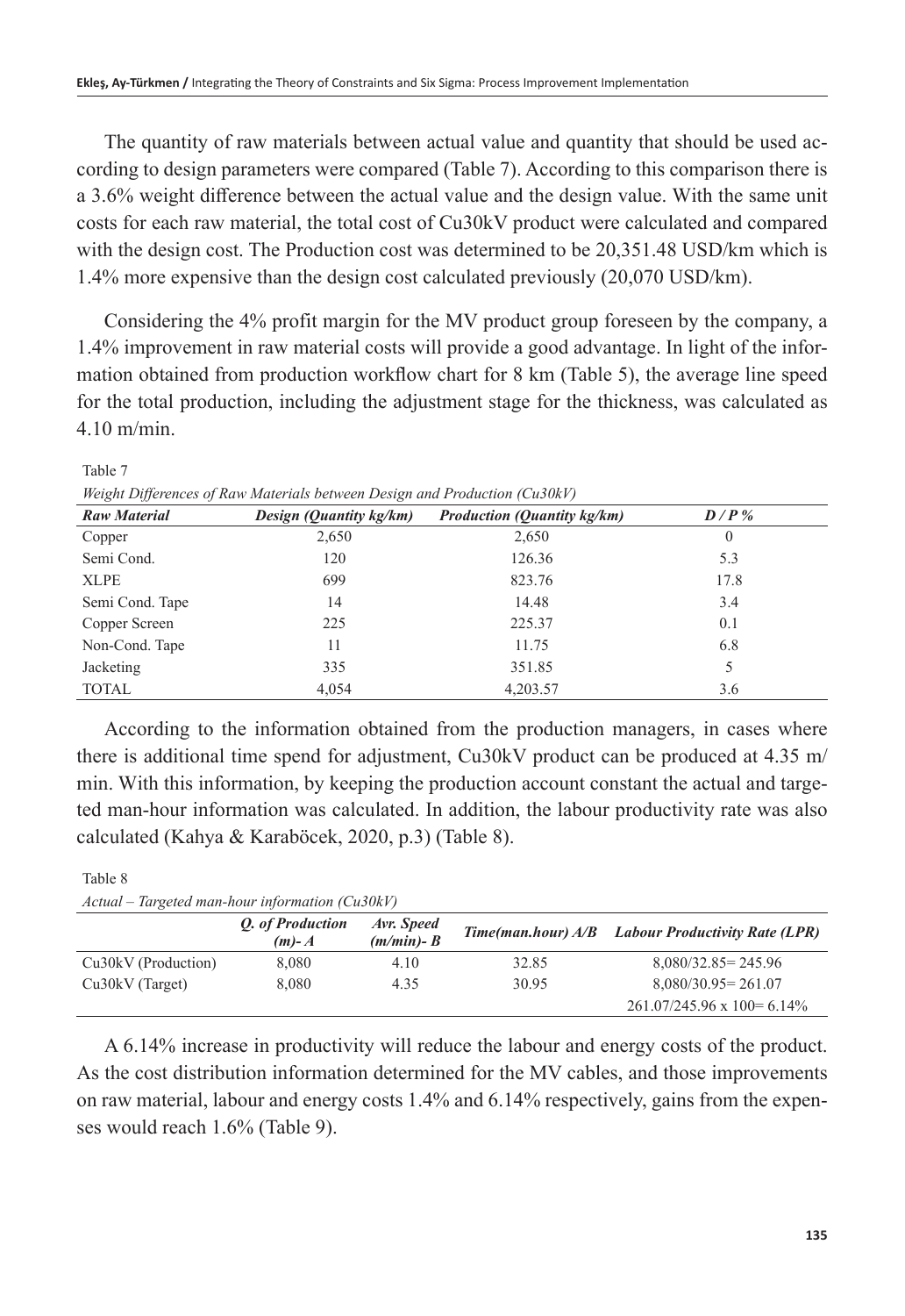The quantity of raw materials between actual value and quantity that should be used according to design parameters were compared (Table 7). According to this comparison there is a 3.6% weight difference between the actual value and the design value. With the same unit costs for each raw material, the total cost of Cu30kV product were calculated and compared with the design cost. The Production cost was determined to be 20,351.48 USD/km which is 1.4% more expensive than the design cost calculated previously (20,070 USD/km).

Considering the 4% profit margin for the MV product group foreseen by the company, a 1.4% improvement in raw material costs will provide a good advantage. In light of the information obtained from production workflow chart for 8 km (Table 5), the average line speed for the total production, including the adjustment stage for the thickness, was calculated as 4.10 m/min.

Table 7

*Weight Differences of Raw Materials between Design and Production (Cu30kV)*

| *Raw Material* | *Design (Quantity kg/km)* | *Production (Quantity kg/km)* | *D / P %* |
|---|---|---|---|
| Copper | 2,650 | 2,650 | 0 |
| Semi Cond. | 120 | 126.36 | 5.3 |
| XLPE | 699 | 823.76 | 17.8 |
| Semi Cond. Tape | 14 | 14.48 | 3.4 |
| Copper Screen | 225 | 225.37 | 0.1 |
| Non-Cond. Tape | 11 | 11.75 | 6.8 |
| Jacketing | 335 | 351.85 | 5 |
| TOTAL | 4,054 | 4,203.57 | 3.6 |

According to the information obtained from the production managers, in cases where there is additional time spend for adjustment, Cu30kV product can be produced at 4.35 m/min. With this information, by keeping the production account constant the actual and targeted man-hour information was calculated. In addition, the labour productivity rate was also calculated (Kahya & Karaböcek, 2020, p.3) (Table 8).

Table 8

*Actual – Targeted man-hour information (Cu30kV)*

| | *Q. of Production (m)- A* | *Avr. Speed (m/min)- B* | *Time(man.hour) A/B* | *Labour Productivity Rate (LPR)* |
|---|---|---|---|---|
| Cu30kV (Production) | 8,080 | 4.10 | 32.85 | 8,080/32.85= 245.96 |
| Cu30kV (Target) | 8,080 | 4.35 | 30.95 | 8,080/30.95= 261.07 |
| | | | | 261.07/245.96 x 100= 6.14% |

A 6.14% increase in productivity will reduce the labour and energy costs of the product. As the cost distribution information determined for the MV cables, and those improvements on raw material, labour and energy costs 1.4% and 6.14% respectively, gains from the expenses would reach 1.6% (Table 9).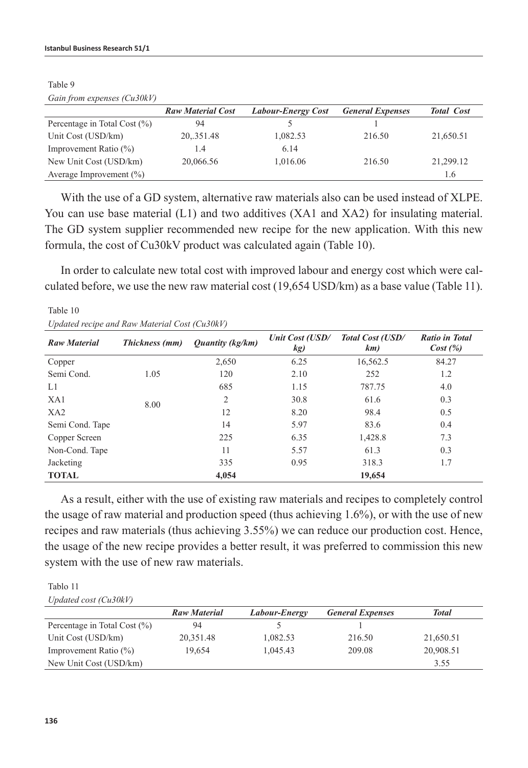Table 9

*Gain from expenses (Cu30kV)*

| | *Raw Material Cost* | *Labour-Energy Cost* | *General Expenses* | *Total Cost* |
|---|---|---|---|---|
| Percentage in Total Cost (%) | 94 | 5 | 1 | |
| Unit Cost (USD/km) | 20,.351.48 | 1,082.53 | 216.50 | 21,650.51 |
| Improvement Ratio (%) | 1.4 | 6.14 | | |
| New Unit Cost (USD/km) | 20,066.56 | 1,016.06 | 216.50 | 21,299.12 |
| Average Improvement (%) | | | | 1.6 |

With the use of a GD system, alternative raw materials also can be used instead of XLPE. You can use base material (L1) and two additives (XA1 and XA2) for insulating material. The GD system supplier recommended new recipe for the new application. With this new formula, the cost of Cu30kV product was calculated again (Table 10).

In order to calculate new total cost with improved labour and energy cost which were calculated before, we use the new raw material cost (19,654 USD/km) as a base value (Table 11).

Table 10

*Updated recipe and Raw Material Cost (Cu30kV)*

| *Raw Material* | *Thickness (mm)* | *Quantity (kg/km)* | *Unit Cost (USD/kg)* | *Total Cost (USD/km)* | *Ratio in Total Cost (%)* |
|---|---|---|---|---|---|
| Copper | | 2,650 | 6.25 | 16,562.5 | 84.27 |
| Semi Cond. | 1.05 | 120 | 2.10 | 252 | 1.2 |
| L1 | | 685 | 1.15 | 787.75 | 4.0 |
| XA1 | 8.00 | 2 | 30.8 | 61.6 | 0.3 |
| XA2 | | 12 | 8.20 | 98.4 | 0.5 |
| Semi Cond. Tape | | 14 | 5.97 | 83.6 | 0.4 |
| Copper Screen | | 225 | 6.35 | 1,428.8 | 7.3 |
| Non-Cond. Tape | | 11 | 5.57 | 61.3 | 0.3 |
| Jacketing | | 335 | 0.95 | 318.3 | 1.7 |
| **TOTAL** | | **4,054** | | **19,654** | |

As a result, either with the use of existing raw materials and recipes to completely control the usage of raw material and production speed (thus achieving 1.6%), or with the use of new recipes and raw materials (thus achieving 3.55%) we can reduce our production cost. Hence, the usage of the new recipe provides a better result, it was preferred to commission this new system with the use of new raw materials.

Tablo 11

*Updated cost (Cu30kV)*

| | *Raw Material* | *Labour-Energy* | *General Expenses* | *Total* |
|---|---|---|---|---|
| Percentage in Total Cost (%) | 94 | 5 | 1 | |
| Unit Cost (USD/km) | 20,351.48 | 1,082.53 | 216.50 | 21,650.51 |
| Improvement Ratio (%) | 19,654 | 1,045.43 | 209.08 | 20,908.51 |
| New Unit Cost (USD/km) | | | | 3.55 |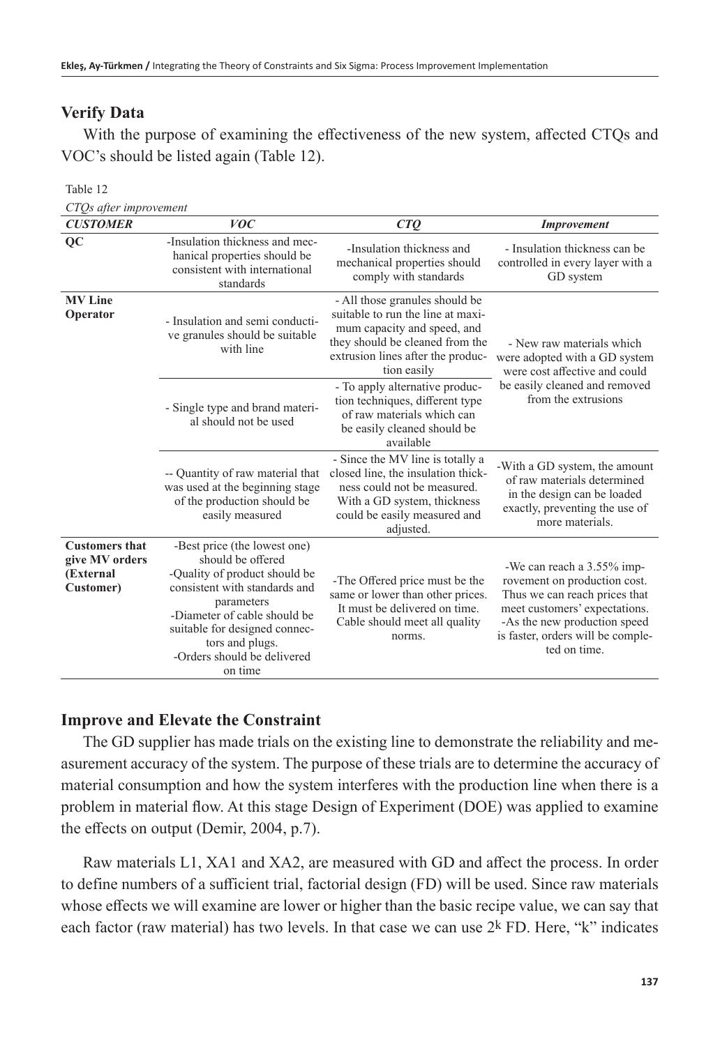## Verify Data

With the purpose of examining the effectiveness of the new system, affected CTQs and VOC's should be listed again (Table 12).

Table 12

*CTQs after improvement*

| *CUSTOMER* | *VOC* | *CTQ* | *Improvement* |
|---|---|---|---|
| **QC** | -Insulation thickness and mechanical properties should be consistent with international standards | -Insulation thickness and mechanical properties should comply with standards | - Insulation thickness can be controlled in every layer with a GD system |
| **MV Line Operator** | - Insulation and semi conductive granules should be suitable with line | - All those granules should be suitable to run the line at maximum capacity and speed, and they should be cleaned from the extrusion lines after the production easily | - New raw materials which were adopted with a GD system were cost affective and could be easily cleaned and removed from the extrusions |
| | - Single type and brand material should not be used | - To apply alternative production techniques, different type of raw materials which can be easily cleaned should be available | |
| | -- Quantity of raw material that was used at the beginning stage of the production should be easily measured | - Since the MV line is totally a closed line, the insulation thickness could not be measured. With a GD system, thickness could be easily measured and adjusted. | -With a GD system, the amount of raw materials determined in the design can be loaded exactly, preventing the use of more materials. |
| **Customers that give MV orders (External Customer)** | -Best price (the lowest one) should be offered<br>-Quality of product should be consistent with standards and parameters<br>-Diameter of cable should be suitable for designed connectors and plugs.<br>-Orders should be delivered on time | -The Offered price must be the same or lower than other prices. It must be delivered on time. Cable should meet all quality norms. | -We can reach a 3.55% improvement on production cost. Thus we can reach prices that meet customers' expectations.<br>-As the new production speed is faster, orders will be completed on time. |

## Improve and Elevate the Constraint

The GD supplier has made trials on the existing line to demonstrate the reliability and measurement accuracy of the system. The purpose of these trials are to determine the accuracy of material consumption and how the system interferes with the production line when there is a problem in material flow. At this stage Design of Experiment (DOE) was applied to examine the effects on output (Demir, 2004, p.7).

Raw materials L1, XA1 and XA2, are measured with GD and affect the process. In order to define numbers of a sufficient trial, factorial design (FD) will be used. Since raw materials whose effects we will examine are lower or higher than the basic recipe value, we can say that each factor (raw material) has two levels. In that case we can use $2^k$ FD. Here, "k" indicates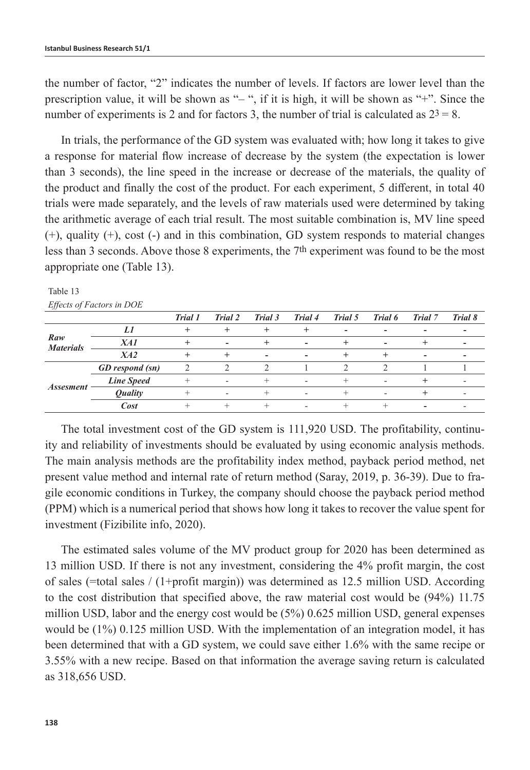the number of factor, "2" indicates the number of levels. If factors are lower level than the prescription value, it will be shown as "– ", if it is high, it will be shown as "+". Since the number of experiments is 2 and for factors 3, the number of trial is calculated as $2^3 = 8$.

In trials, the performance of the GD system was evaluated with; how long it takes to give a response for material flow increase of decrease by the system (the expectation is lower than 3 seconds), the line speed in the increase or decrease of the materials, the quality of the product and finally the cost of the product. For each experiment, 5 different, in total 40 trials were made separately, and the levels of raw materials used were determined by taking the arithmetic average of each trial result. The most suitable combination is, MV line speed (+), quality (+), cost (-) and in this combination, GD system responds to material changes less than 3 seconds. Above those 8 experiments, the 7th experiment was found to be the most appropriate one (Table 13).

Table 13

*Effects of Factors in DOE*

| | | *Trial 1* | *Trial 2* | *Trial 3* | *Trial 4* | *Trial 5* | *Trial 6* | *Trial 7* | *Trial 8* |
|---|---|---|---|---|---|---|---|---|---|
| ***Raw Materials*** | ***L1*** | + | + | + | + | - | - | - | - |
| | ***XA1*** | + | - | + | - | + | - | + | - |
| | ***XA2*** | + | + | - | - | + | + | - | - |
| ***Assesment*** | ***GD respond (sn)*** | 2 | 2 | 2 | 1 | 2 | 2 | 1 | 1 |
| | ***Line Speed*** | + | - | + | - | + | - | + | - |
| | ***Quality*** | + | - | + | - | + | - | + | - |
| | ***Cost*** | + | + | + | - | + | + | - | - |

The total investment cost of the GD system is 111,920 USD. The profitability, continuity and reliability of investments should be evaluated by using economic analysis methods. The main analysis methods are the profitability index method, payback period method, net present value method and internal rate of return method (Saray, 2019, p. 36-39). Due to fragile economic conditions in Turkey, the company should choose the payback period method (PPM) which is a numerical period that shows how long it takes to recover the value spent for investment (Fizibilite info, 2020).

The estimated sales volume of the MV product group for 2020 has been determined as 13 million USD. If there is not any investment, considering the 4% profit margin, the cost of sales (=total sales / (1+profit margin)) was determined as 12.5 million USD. According to the cost distribution that specified above, the raw material cost would be (94%) 11.75 million USD, labor and the energy cost would be (5%) 0.625 million USD, general expenses would be (1%) 0.125 million USD. With the implementation of an integration model, it has been determined that with a GD system, we could save either 1.6% with the same recipe or 3.55% with a new recipe. Based on that information the average saving return is calculated as 318,656 USD.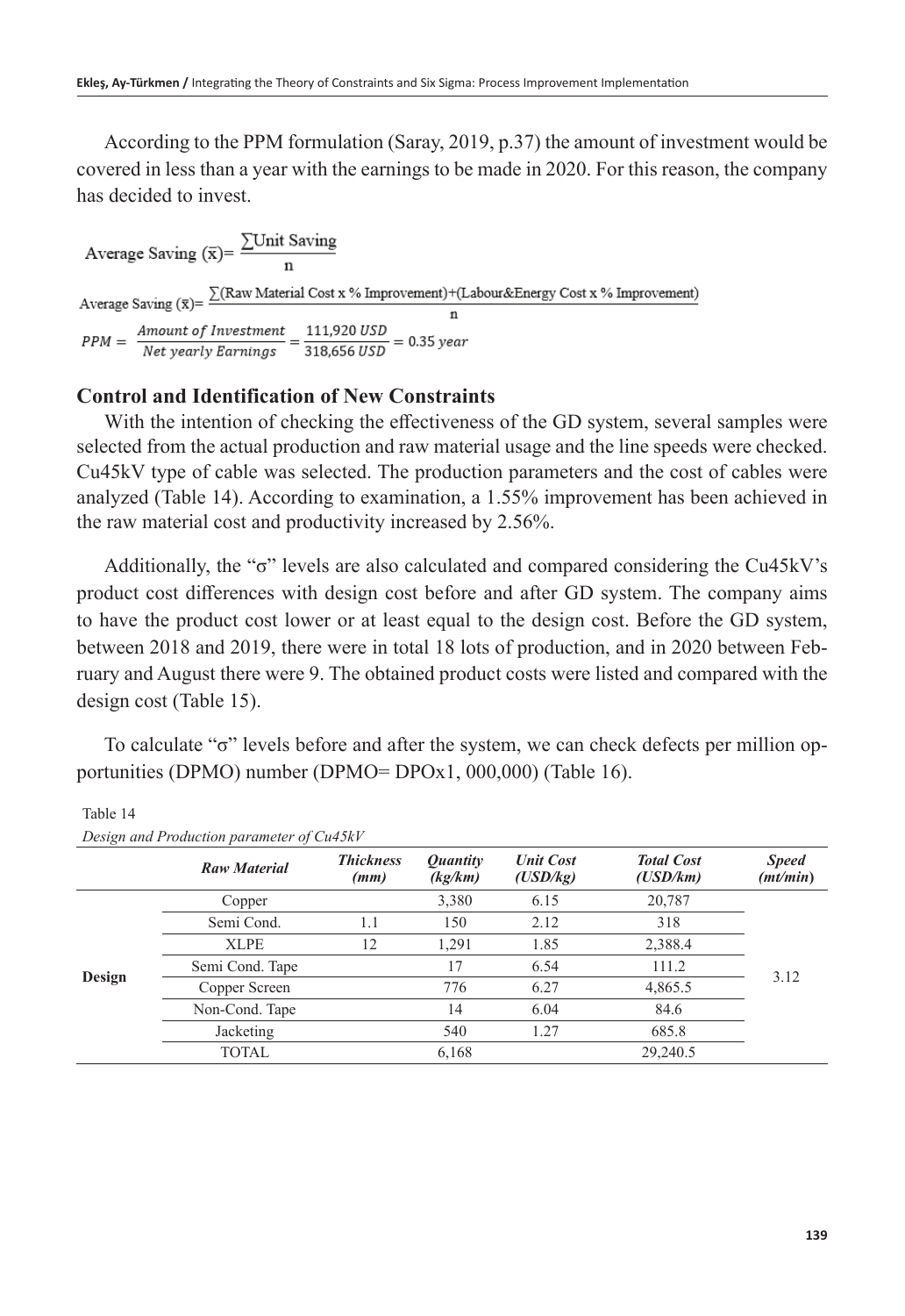According to the PPM formulation (Saray, 2019, p.37) the amount of investment would be covered in less than a year with the earnings to be made in 2020. For this reason, the company has decided to invest.

$$\text{Average Saving } (\bar{x}) = \frac{\sum \text{Unit Saving}}{n}$$

$$\text{Average Saving } (\bar{x}) = \frac{\sum(\text{Raw Material Cost x \% Improvement})+(\text{Labour\&Energy Cost x \% Improvement})}{n}$$

$$PPM = \frac{\text{Amount of Investment}}{\text{Net yearly Earnings}} = \frac{111{,}920\ USD}{318{,}656\ USD} = 0.35\ year$$

### Control and Identification of New Constraints

With the intention of checking the effectiveness of the GD system, several samples were selected from the actual production and raw material usage and the line speeds were checked. Cu45kV type of cable was selected. The production parameters and the cost of cables were analyzed (Table 14). According to examination, a 1.55% improvement has been achieved in the raw material cost and productivity increased by 2.56%.

Additionally, the "σ" levels are also calculated and compared considering the Cu45kV's product cost differences with design cost before and after GD system. The company aims to have the product cost lower or at least equal to the design cost. Before the GD system, between 2018 and 2019, there were in total 18 lots of production, and in 2020 between February and August there were 9. The obtained product costs were listed and compared with the design cost (Table 15).

To calculate "σ" levels before and after the system, we can check defects per million opportunities (DPMO) number (DPMO= DPOx1, 000,000) (Table 16).

Table 14
*Design and Production parameter of Cu45kV*

| | *Raw Material* | *Thickness (mm)* | *Quantity (kg/km)* | *Unit Cost (USD/kg)* | *Total Cost (USD/km)* | *Speed (mt/min)* |
|---|---|---|---|---|---|---|
| **Design** | Copper | | 3,380 | 6.15 | 20,787 | 3.12 |
| | Semi Cond. | 1.1 | 150 | 2.12 | 318 | |
| | XLPE | 12 | 1,291 | 1.85 | 2,388.4 | |
| | Semi Cond. Tape | | 17 | 6.54 | 111.2 | |
| | Copper Screen | | 776 | 6.27 | 4,865.5 | |
| | Non-Cond. Tape | | 14 | 6.04 | 84.6 | |
| | Jacketing | | 540 | 1.27 | 685.8 | |
| | TOTAL | | 6,168 | | 29,240.5 | |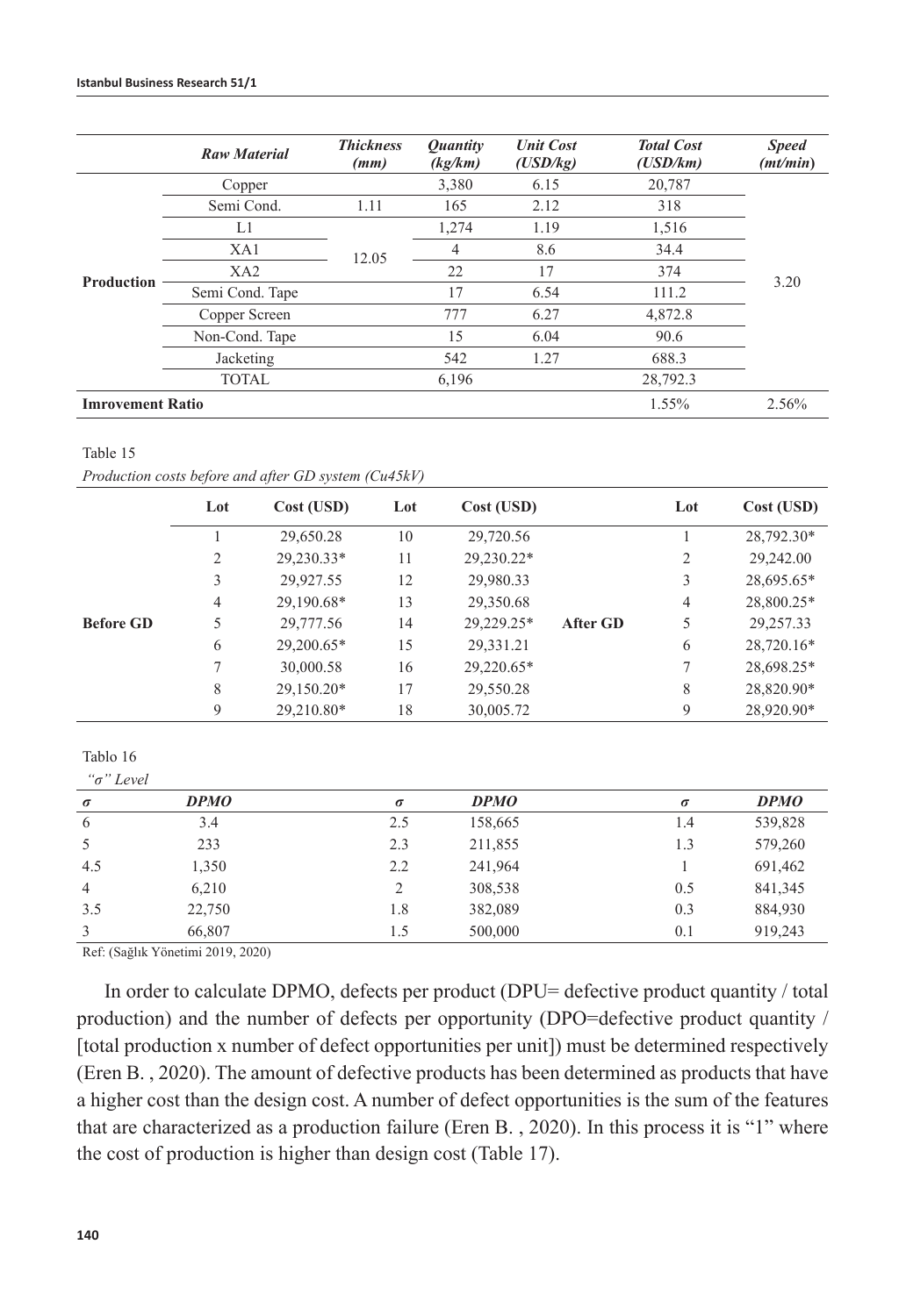| | *Raw Material* | *Thickness (mm)* | *Quantity (kg/km)* | *Unit Cost (USD/kg)* | *Total Cost (USD/km)* | *Speed (mt/min)* |
|---|---|---|---|---|---|---|
| **Production** | Copper | | 3,380 | 6.15 | 20,787 | 3.20 |
| | Semi Cond. | 1.11 | 165 | 2.12 | 318 | |
| | L1 | 12.05 | 1,274 | 1.19 | 1,516 | |
| | XA1 | | 4 | 8.6 | 34.4 | |
| | XA2 | | 22 | 17 | 374 | |
| | Semi Cond. Tape | | 17 | 6.54 | 111.2 | |
| | Copper Screen | | 777 | 6.27 | 4,872.8 | |
| | Non-Cond. Tape | | 15 | 6.04 | 90.6 | |
| | Jacketing | | 542 | 1.27 | 688.3 | |
| | TOTAL | | 6,196 | | 28,792.3 | |
| **Imrovement Ratio** | | | | | 1.55% | 2.56% |

Table 15

*Production costs before and after GD system (Cu45kV)*

| | Lot | Cost (USD) | Lot | Cost (USD) | | Lot | Cost (USD) |
|---|---|---|---|---|---|---|---|
| **Before GD** | 1 | 29,650.28 | 10 | 29,720.56 | **After GD** | 1 | 28,792.30* |
| | 2 | 29,230.33* | 11 | 29,230.22* | | 2 | 29,242.00 |
| | 3 | 29,927.55 | 12 | 29,980.33 | | 3 | 28,695.65* |
| | 4 | 29,190.68* | 13 | 29,350.68 | | 4 | 28,800.25* |
| | 5 | 29,777.56 | 14 | 29,229.25* | | 5 | 29,257.33 |
| | 6 | 29,200.65* | 15 | 29,331.21 | | 6 | 28,720.16* |
| | 7 | 30,000.58 | 16 | 29,220.65* | | 7 | 28,698.25* |
| | 8 | 29,150.20* | 17 | 29,550.28 | | 8 | 28,820.90* |
| | 9 | 29,210.80* | 18 | 30,005.72 | | 9 | 28,920.90* |

Tablo 16

*"σ" Level*

| *σ* | *DPMO* | *σ* | *DPMO* | *σ* | *DPMO* |
|---|---|---|---|---|---|
| 6 | 3.4 | 2.5 | 158,665 | 1.4 | 539,828 |
| 5 | 233 | 2.3 | 211,855 | 1.3 | 579,260 |
| 4.5 | 1,350 | 2.2 | 241,964 | 1 | 691,462 |
| 4 | 6,210 | 2 | 308,538 | 0.5 | 841,345 |
| 3.5 | 22,750 | 1.8 | 382,089 | 0.3 | 884,930 |
| 3 | 66,807 | 1.5 | 500,000 | 0.1 | 919,243 |

Ref: (Sağlık Yönetimi 2019, 2020)

In order to calculate DPMO, defects per product (DPU= defective product quantity / total production) and the number of defects per opportunity (DPO=defective product quantity / [total production x number of defect opportunities per unit]) must be determined respectively (Eren B. , 2020). The amount of defective products has been determined as products that have a higher cost than the design cost. A number of defect opportunities is the sum of the features that are characterized as a production failure (Eren B. , 2020). In this process it is "1" where the cost of production is higher than design cost (Table 17).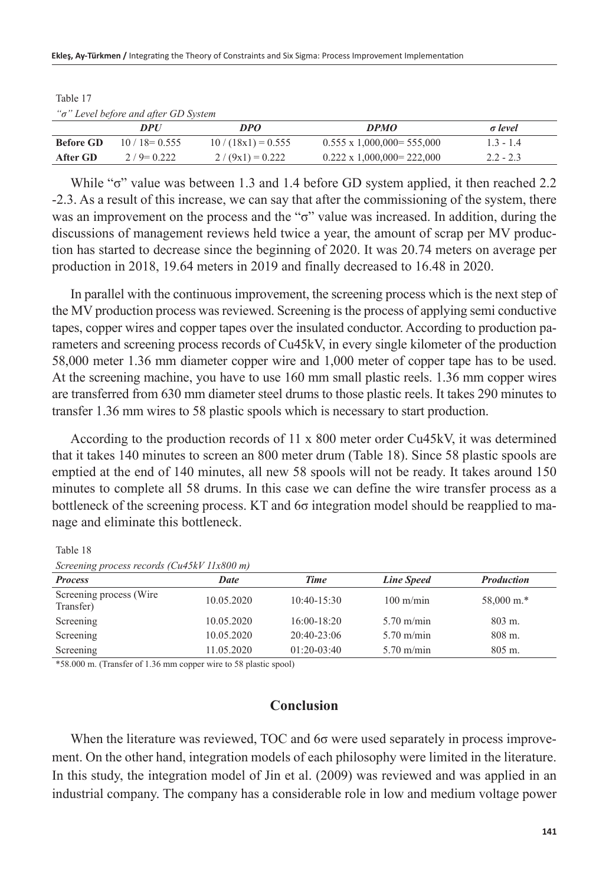Table 17

*"σ" Level before and after GD System*

| | *DPU* | *DPO* | *DPMO* | *σ level* |
|---|---|---|---|---|
| **Before GD** | 10 / 18= 0.555 | 10 / (18x1) = 0.555 | 0.555 x 1,000,000= 555,000 | 1.3 - 1.4 |
| **After GD** | 2 / 9= 0.222 | 2 / (9x1) = 0.222 | 0.222 x 1,000,000= 222,000 | 2.2 - 2.3 |

While "σ" value was between 1.3 and 1.4 before GD system applied, it then reached 2.2 -2.3. As a result of this increase, we can say that after the commissioning of the system, there was an improvement on the process and the "σ" value was increased. In addition, during the discussions of management reviews held twice a year, the amount of scrap per MV production has started to decrease since the beginning of 2020. It was 20.74 meters on average per production in 2018, 19.64 meters in 2019 and finally decreased to 16.48 in 2020.

In parallel with the continuous improvement, the screening process which is the next step of the MV production process was reviewed. Screening is the process of applying semi conductive tapes, copper wires and copper tapes over the insulated conductor. According to production parameters and screening process records of Cu45kV, in every single kilometer of the production 58,000 meter 1.36 mm diameter copper wire and 1,000 meter of copper tape has to be used. At the screening machine, you have to use 160 mm small plastic reels. 1.36 mm copper wires are transferred from 630 mm diameter steel drums to those plastic reels. It takes 290 minutes to transfer 1.36 mm wires to 58 plastic spools which is necessary to start production.

According to the production records of 11 x 800 meter order Cu45kV, it was determined that it takes 140 minutes to screen an 800 meter drum (Table 18). Since 58 plastic spools are emptied at the end of 140 minutes, all new 58 spools will not be ready. It takes around 150 minutes to complete all 58 drums. In this case we can define the wire transfer process as a bottleneck of the screening process. KT and 6σ integration model should be reapplied to manage and eliminate this bottleneck.

Table 18

*Screening process records (Cu45kV 11x800 m)*

| *Process* | *Date* | *Time* | *Line Speed* | *Production* |
|---|---|---|---|---|
| Screening process (Wire Transfer) | 10.05.2020 | 10:40-15:30 | 100 m/min | 58,000 m.* |
| Screening | 10.05.2020 | 16:00-18:20 | 5.70 m/min | 803 m. |
| Screening | 10.05.2020 | 20:40-23:06 | 5.70 m/min | 808 m. |
| Screening | 11.05.2020 | 01:20-03:40 | 5.70 m/min | 805 m. |

*58.000 m. (Transfer of 1.36 mm copper wire to 58 plastic spool)

## Conclusion

When the literature was reviewed, TOC and 6σ were used separately in process improvement. On the other hand, integration models of each philosophy were limited in the literature. In this study, the integration model of Jin et al. (2009) was reviewed and was applied in an industrial company. The company has a considerable role in low and medium voltage power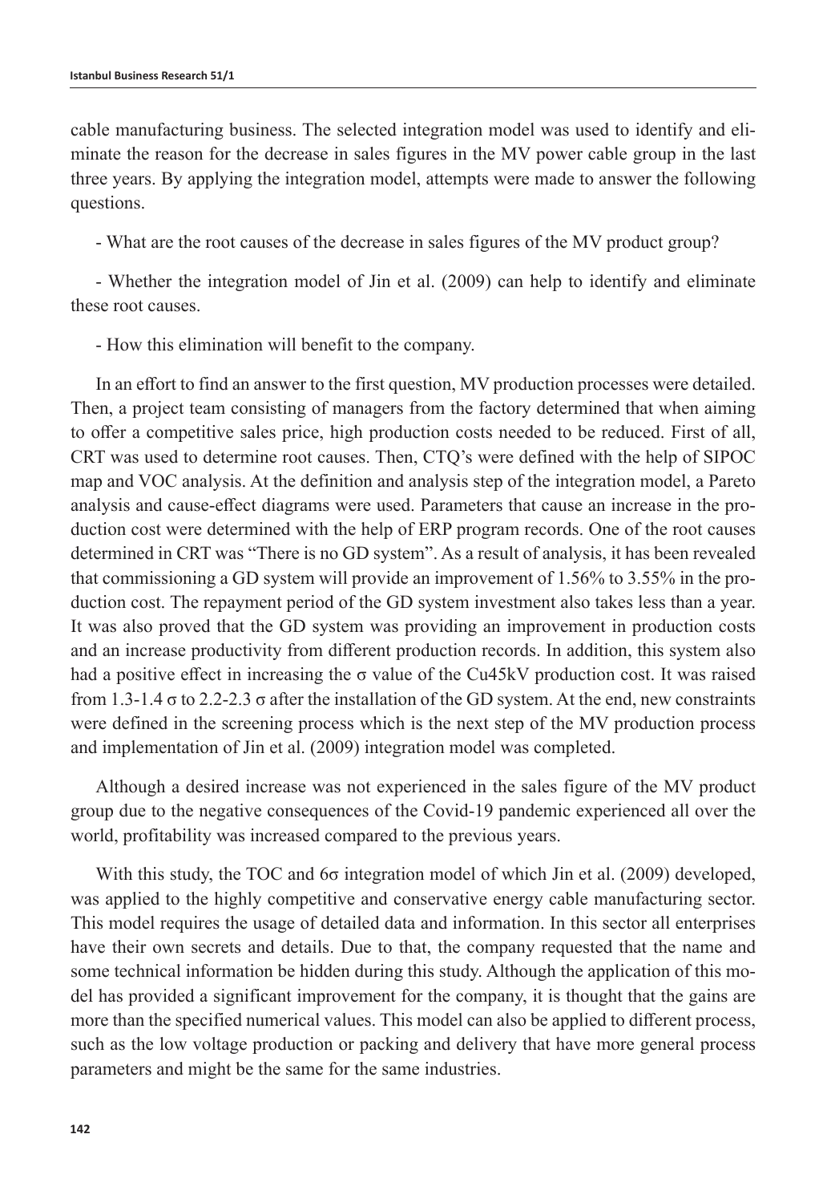cable manufacturing business. The selected integration model was used to identify and eliminate the reason for the decrease in sales figures in the MV power cable group in the last three years. By applying the integration model, attempts were made to answer the following questions.

- What are the root causes of the decrease in sales figures of the MV product group?

- Whether the integration model of Jin et al. (2009) can help to identify and eliminate these root causes.

- How this elimination will benefit to the company.

In an effort to find an answer to the first question, MV production processes were detailed. Then, a project team consisting of managers from the factory determined that when aiming to offer a competitive sales price, high production costs needed to be reduced. First of all, CRT was used to determine root causes. Then, CTQ's were defined with the help of SIPOC map and VOC analysis. At the definition and analysis step of the integration model, a Pareto analysis and cause-effect diagrams were used. Parameters that cause an increase in the production cost were determined with the help of ERP program records. One of the root causes determined in CRT was "There is no GD system". As a result of analysis, it has been revealed that commissioning a GD system will provide an improvement of 1.56% to 3.55% in the production cost. The repayment period of the GD system investment also takes less than a year. It was also proved that the GD system was providing an improvement in production costs and an increase productivity from different production records. In addition, this system also had a positive effect in increasing the σ value of the Cu45kV production cost. It was raised from 1.3-1.4 σ to 2.2-2.3 σ after the installation of the GD system. At the end, new constraints were defined in the screening process which is the next step of the MV production process and implementation of Jin et al. (2009) integration model was completed.

Although a desired increase was not experienced in the sales figure of the MV product group due to the negative consequences of the Covid-19 pandemic experienced all over the world, profitability was increased compared to the previous years.

With this study, the TOC and 6σ integration model of which Jin et al. (2009) developed, was applied to the highly competitive and conservative energy cable manufacturing sector. This model requires the usage of detailed data and information. In this sector all enterprises have their own secrets and details. Due to that, the company requested that the name and some technical information be hidden during this study. Although the application of this model has provided a significant improvement for the company, it is thought that the gains are more than the specified numerical values. This model can also be applied to different process, such as the low voltage production or packing and delivery that have more general process parameters and might be the same for the same industries.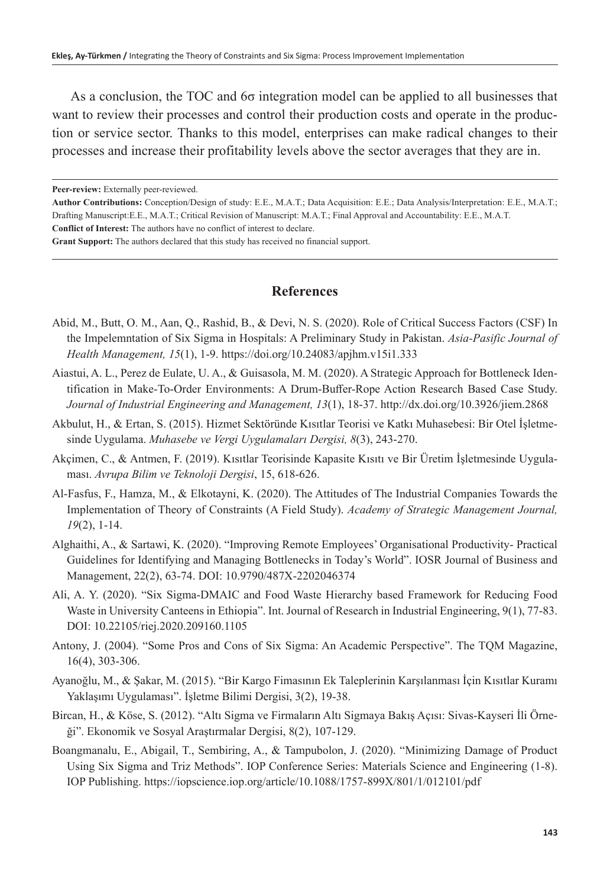As a conclusion, the TOC and 6σ integration model can be applied to all businesses that want to review their processes and control their production costs and operate in the production or service sector. Thanks to this model, enterprises can make radical changes to their processes and increase their profitability levels above the sector averages that they are in.

---

**Peer-review:** Externally peer-reviewed.

**Author Contributions:** Conception/Design of study: E.E., M.A.T.; Data Acquisition: E.E.; Data Analysis/Interpretation: E.E., M.A.T.; Drafting Manuscript:E.E., M.A.T.; Critical Revision of Manuscript: M.A.T.; Final Approval and Accountability: E.E., M.A.T.

**Conflict of Interest:** The authors have no conflict of interest to declare.

**Grant Support:** The authors declared that this study has received no financial support.

---

## References

Abid, M., Butt, O. M., Aan, Q., Rashid, B., & Devi, N. S. (2020). Role of Critical Success Factors (CSF) In the Impelemntation of Six Sigma in Hospitals: A Preliminary Study in Pakistan. *Asia-Pasific Journal of Health Management, 15*(1), 1-9. https://doi.org/10.24083/apjhm.v15i1.333

Aiastui, A. L., Perez de Eulate, U. A., & Guisasola, M. M. (2020). A Strategic Approach for Bottleneck Identification in Make-To-Order Environments: A Drum-Buffer-Rope Action Research Based Case Study. *Journal of Industrial Engineering and Management, 13*(1), 18-37. http://dx.doi.org/10.3926/jiem.2868

Akbulut, H., & Ertan, S. (2015). Hizmet Sektöründe Kısıtlar Teorisi ve Katkı Muhasebesi: Bir Otel İşletmesinde Uygulama. *Muhasebe ve Vergi Uygulamaları Dergisi, 8*(3), 243-270.

Akçimen, C., & Antmen, F. (2019). Kısıtlar Teorisinde Kapasite Kısıtı ve Bir Üretim İşletmesinde Uygulaması. *Avrupa Bilim ve Teknoloji Dergisi*, 15, 618-626.

Al-Fasfus, F., Hamza, M., & Elkotayni, K. (2020). The Attitudes of The Industrial Companies Towards the Implementation of Theory of Constraints (A Field Study). *Academy of Strategic Management Journal, 19*(2), 1-14.

Alghaithi, A., & Sartawi, K. (2020). "Improving Remote Employees' Organisational Productivity- Practical Guidelines for Identifying and Managing Bottlenecks in Today's World". IOSR Journal of Business and Management, 22(2), 63-74. DOI: 10.9790/487X-2202046374

Ali, A. Y. (2020). "Six Sigma-DMAIC and Food Waste Hierarchy based Framework for Reducing Food Waste in University Canteens in Ethiopia". Int. Journal of Research in Industrial Engineering, 9(1), 77-83. DOI: 10.22105/riej.2020.209160.1105

Antony, J. (2004). "Some Pros and Cons of Six Sigma: An Academic Perspective". The TQM Magazine, 16(4), 303-306.

Ayanoğlu, M., & Şakar, M. (2015). "Bir Kargo Fimasının Ek Taleplerinin Karşılanması İçin Kısıtlar Kuramı Yaklaşımı Uygulaması". İşletme Bilimi Dergisi, 3(2), 19-38.

Bircan, H., & Köse, S. (2012). "Altı Sigma ve Firmaların Altı Sigmaya Bakış Açısı: Sivas-Kayseri İli Örneği". Ekonomik ve Sosyal Araştırmalar Dergisi, 8(2), 107-129.

Boangmanalu, E., Abigail, T., Sembiring, A., & Tampubolon, J. (2020). "Minimizing Damage of Product Using Six Sigma and Triz Methods". IOP Conference Series: Materials Science and Engineering (1-8). IOP Publishing. https://iopscience.iop.org/article/10.1088/1757-899X/801/1/012101/pdf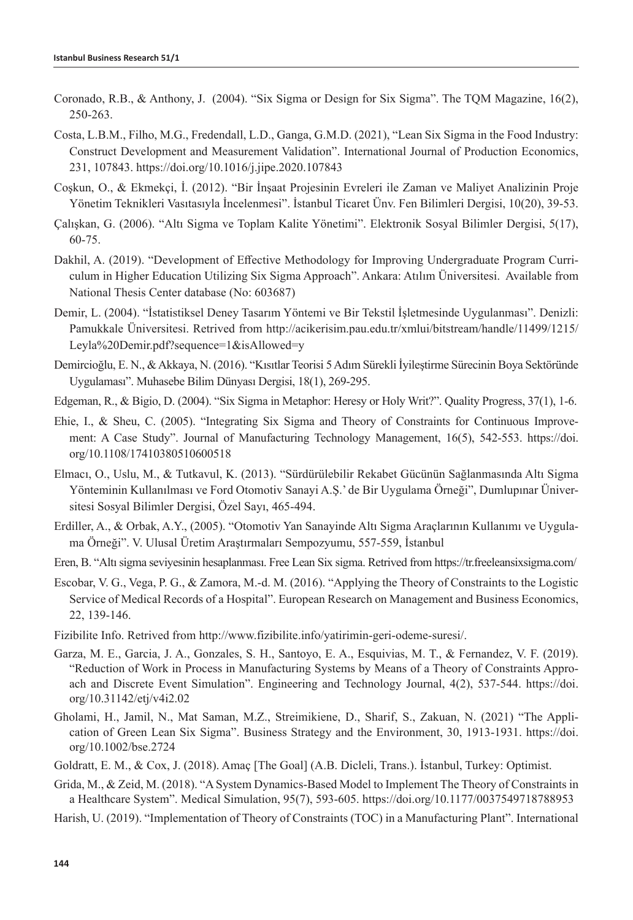Coronado, R.B., & Anthony, J. (2004). “Six Sigma or Design for Six Sigma”. The TQM Magazine, 16(2), 250-263.

Costa, L.B.M., Filho, M.G., Fredendall, L.D., Ganga, G.M.D. (2021), “Lean Six Sigma in the Food Industry: Construct Development and Measurement Validation”. International Journal of Production Economics, 231, 107843. https://doi.org/10.1016/j.jipe.2020.107843

Coşkun, O., & Ekmekçi, İ. (2012). “Bir İnşaat Projesinin Evreleri ile Zaman ve Maliyet Analizinin Proje Yönetim Teknikleri Vasıtasıyla İncelenmesi”. İstanbul Ticaret Ünv. Fen Bilimleri Dergisi, 10(20), 39-53.

Çalışkan, G. (2006). “Altı Sigma ve Toplam Kalite Yönetimi”. Elektronik Sosyal Bilimler Dergisi, 5(17), 60-75.

Dakhil, A. (2019). “Development of Effective Methodology for Improving Undergraduate Program Curriculum in Higher Education Utilizing Six Sigma Approach”. Ankara: Atılım Üniversitesi. Available from National Thesis Center database (No: 603687)

Demir, L. (2004). “İstatistiksel Deney Tasarım Yöntemi ve Bir Tekstil İşletmesinde Uygulanması”. Denizli: Pamukkale Üniversitesi. Retrived from http://acikerisim.pau.edu.tr/xmlui/bitstream/handle/11499/1215/Leyla%20Demir.pdf?sequence=1&isAllowed=y

Demircioğlu, E. N., & Akkaya, N. (2016). “Kısıtlar Teorisi 5 Adım Sürekli İyileştirme Sürecinin Boya Sektöründe Uygulaması”. Muhasebe Bilim Dünyası Dergisi, 18(1), 269-295.

Edgeman, R., & Bigio, D. (2004). “Six Sigma in Metaphor: Heresy or Holy Writ?”. Quality Progress, 37(1), 1-6.

Ehie, I., & Sheu, C. (2005). “Integrating Six Sigma and Theory of Constraints for Continuous Improvement: A Case Study”. Journal of Manufacturing Technology Management, 16(5), 542-553. https://doi.org/10.1108/17410380510600518

Elmacı, O., Uslu, M., & Tutkavul, K. (2013). “Sürdürülebilir Rekabet Gücünün Sağlanmasında Altı Sigma Yönteminin Kullanılması ve Ford Otomotiv Sanayi A.Ş.’ de Bir Uygulama Örneği”, Dumlupınar Üniversitesi Sosyal Bilimler Dergisi, Özel Sayı, 465-494.

Erdiller, A., & Orbak, A.Y., (2005). “Otomotiv Yan Sanayinde Altı Sigma Araçlarının Kullanımı ve Uygulama Örneği”. V. Ulusal Üretim Araştırmaları Sempozyumu, 557-559, İstanbul

Eren, B. “Altı sigma seviyesinin hesaplanması. Free Lean Six sigma. Retrived from https://tr.freeleansixsigma.com/

Escobar, V. G., Vega, P. G., & Zamora, M.-d. M. (2016). “Applying the Theory of Constraints to the Logistic Service of Medical Records of a Hospital”. European Research on Management and Business Economics, 22, 139-146.

Fizibilite Info. Retrived from http://www.fizibilite.info/yatirimin-geri-odeme-suresi/.

Garza, M. E., Garcia, J. A., Gonzales, S. H., Santoyo, E. A., Esquivias, M. T., & Fernandez, V. F. (2019). “Reduction of Work in Process in Manufacturing Systems by Means of a Theory of Constraints Approach and Discrete Event Simulation”. Engineering and Technology Journal, 4(2), 537-544. https://doi.org/10.31142/etj/v4i2.02

Gholami, H., Jamil, N., Mat Saman, M.Z., Streimikiene, D., Sharif, S., Zakuan, N. (2021) “The Application of Green Lean Six Sigma”. Business Strategy and the Environment, 30, 1913-1931. https://doi.org/10.1002/bse.2724

Goldratt, E. M., & Cox, J. (2018). Amaç [The Goal] (A.B. Dicleli, Trans.). İstanbul, Turkey: Optimist.

Grida, M., & Zeid, M. (2018). “A System Dynamics-Based Model to Implement The Theory of Constraints in a Healthcare System”. Medical Simulation, 95(7), 593-605. https://doi.org/10.1177/0037549718788953

Harish, U. (2019). “Implementation of Theory of Constraints (TOC) in a Manufacturing Plant”. International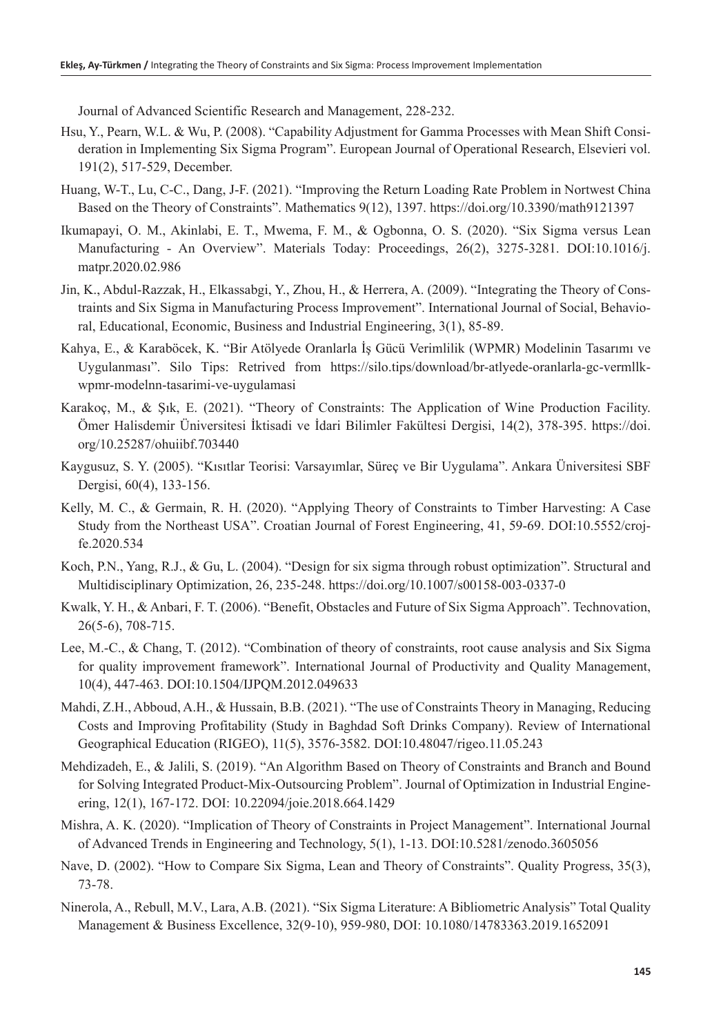Journal of Advanced Scientific Research and Management, 228-232.

Hsu, Y., Pearn, W.L. & Wu, P. (2008). "Capability Adjustment for Gamma Processes with Mean Shift Consideration in Implementing Six Sigma Program". European Journal of Operational Research, Elsevieri vol. 191(2), 517-529, December.

Huang, W-T., Lu, C-C., Dang, J-F. (2021). "Improving the Return Loading Rate Problem in Nortwest China Based on the Theory of Constraints". Mathematics 9(12), 1397. https://doi.org/10.3390/math9121397

Ikumapayi, O. M., Akinlabi, E. T., Mwema, F. M., & Ogbonna, O. S. (2020). "Six Sigma versus Lean Manufacturing - An Overview". Materials Today: Proceedings, 26(2), 3275-3281. DOI:10.1016/j.matpr.2020.02.986

Jin, K., Abdul-Razzak, H., Elkassabgi, Y., Zhou, H., & Herrera, A. (2009). "Integrating the Theory of Constraints and Six Sigma in Manufacturing Process Improvement". International Journal of Social, Behavioral, Educational, Economic, Business and Industrial Engineering, 3(1), 85-89.

Kahya, E., & Karaböcek, K. "Bir Atölyede Oranlarla İş Gücü Verimlilik (WPMR) Modelinin Tasarımı ve Uygulanması". Silo Tips: Retrived from https://silo.tips/download/br-atlyede-oranlarla-gc-vermllk-wpmr-modelnn-tasarimi-ve-uygulamasi

Karakoç, M., & Şık, E. (2021). "Theory of Constraints: The Application of Wine Production Facility. Ömer Halisdemir Üniversitesi İktisadi ve İdari Bilimler Fakültesi Dergisi, 14(2), 378-395. https://doi.org/10.25287/ohuiibf.703440

Kaygusuz, S. Y. (2005). "Kısıtlar Teorisi: Varsayımlar, Süreç ve Bir Uygulama". Ankara Üniversitesi SBF Dergisi, 60(4), 133-156.

Kelly, M. C., & Germain, R. H. (2020). "Applying Theory of Constraints to Timber Harvesting: A Case Study from the Northeast USA". Croatian Journal of Forest Engineering, 41, 59-69. DOI:10.5552/crojfe.2020.534

Koch, P.N., Yang, R.J., & Gu, L. (2004). "Design for six sigma through robust optimization". Structural and Multidisciplinary Optimization, 26, 235-248. https://doi.org/10.1007/s00158-003-0337-0

Kwalk, Y. H., & Anbari, F. T. (2006). "Benefit, Obstacles and Future of Six Sigma Approach". Technovation, 26(5-6), 708-715.

Lee, M.-C., & Chang, T. (2012). "Combination of theory of constraints, root cause analysis and Six Sigma for quality improvement framework". International Journal of Productivity and Quality Management, 10(4), 447-463. DOI:10.1504/IJPQM.2012.049633

Mahdi, Z.H., Abboud, A.H., & Hussain, B.B. (2021). "The use of Constraints Theory in Managing, Reducing Costs and Improving Profitability (Study in Baghdad Soft Drinks Company). Review of International Geographical Education (RIGEO), 11(5), 3576-3582. DOI:10.48047/rigeo.11.05.243

Mehdizadeh, E., & Jalili, S. (2019). "An Algorithm Based on Theory of Constraints and Branch and Bound for Solving Integrated Product-Mix-Outsourcing Problem". Journal of Optimization in Industrial Engineering, 12(1), 167-172. DOI: 10.22094/joie.2018.664.1429

Mishra, A. K. (2020). "Implication of Theory of Constraints in Project Management". International Journal of Advanced Trends in Engineering and Technology, 5(1), 1-13. DOI:10.5281/zenodo.3605056

Nave, D. (2002). "How to Compare Six Sigma, Lean and Theory of Constraints". Quality Progress, 35(3), 73-78.

Ninerola, A., Rebull, M.V., Lara, A.B. (2021). "Six Sigma Literature: A Bibliometric Analysis" Total Quality Management & Business Excellence, 32(9-10), 959-980, DOI: 10.1080/14783363.2019.1652091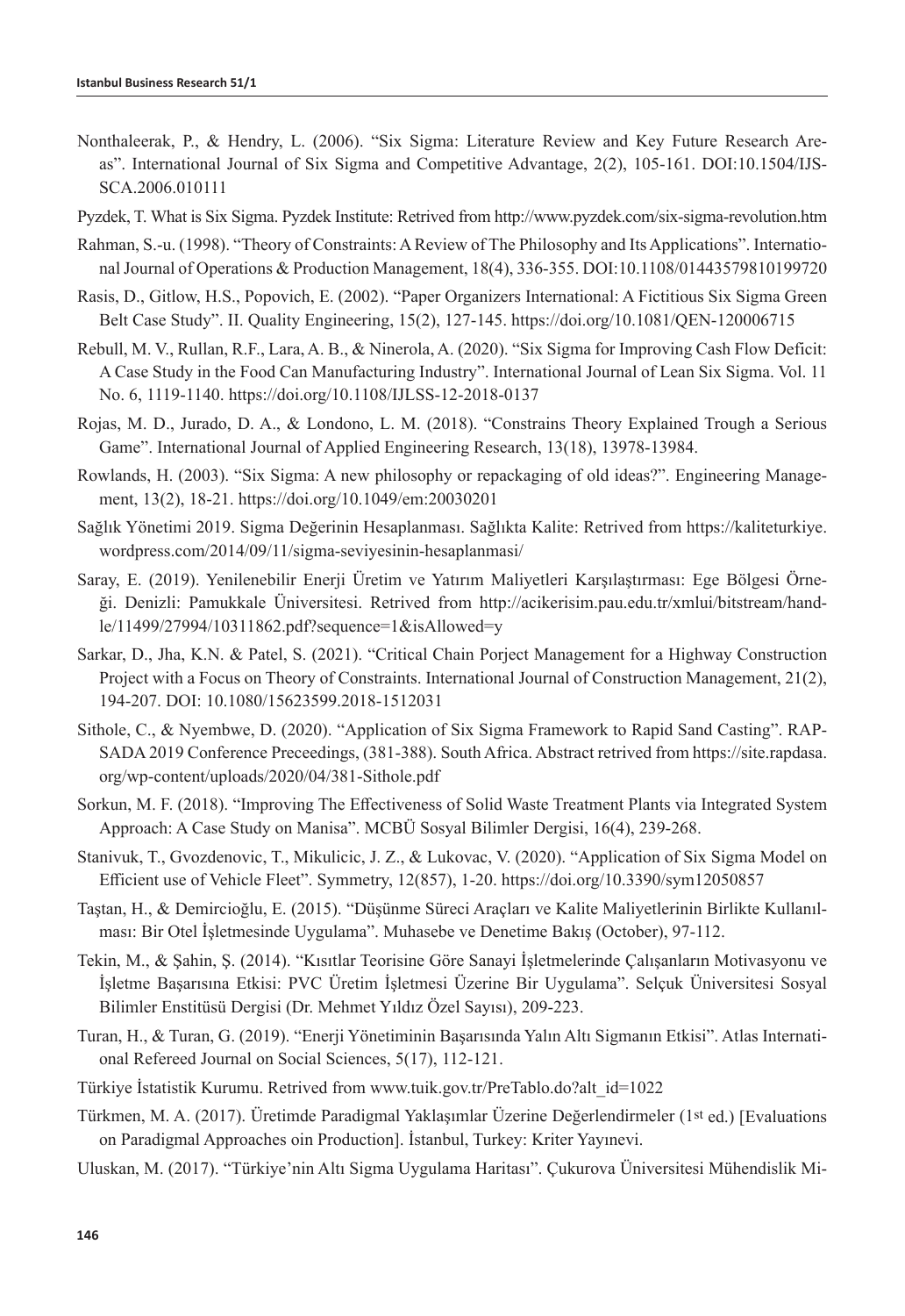Nonthaleerak, P., & Hendry, L. (2006). “Six Sigma: Literature Review and Key Future Research Areas”. International Journal of Six Sigma and Competitive Advantage, 2(2), 105-161. DOI:10.1504/IJSSCA.2006.010111

Pyzdek, T. What is Six Sigma. Pyzdek Institute: Retrived from http://www.pyzdek.com/six-sigma-revolution.htm

Rahman, S.-u. (1998). “Theory of Constraints: A Review of The Philosophy and Its Applications”. International Journal of Operations & Production Management, 18(4), 336-355. DOI:10.1108/01443579810199720

Rasis, D., Gitlow, H.S., Popovich, E. (2002). “Paper Organizers International: A Fictitious Six Sigma Green Belt Case Study”. II. Quality Engineering, 15(2), 127-145. https://doi.org/10.1081/QEN-120006715

Rebull, M. V., Rullan, R.F., Lara, A. B., & Ninerola, A. (2020). “Six Sigma for Improving Cash Flow Deficit: A Case Study in the Food Can Manufacturing Industry”. International Journal of Lean Six Sigma. Vol. 11 No. 6, 1119-1140. https://doi.org/10.1108/IJLSS-12-2018-0137

Rojas, M. D., Jurado, D. A., & Londono, L. M. (2018). “Constrains Theory Explained Trough a Serious Game”. International Journal of Applied Engineering Research, 13(18), 13978-13984.

Rowlands, H. (2003). “Six Sigma: A new philosophy or repackaging of old ideas?”. Engineering Management, 13(2), 18-21. https://doi.org/10.1049/em:20030201

Sağlık Yönetimi 2019. Sigma Değerinin Hesaplanması. Sağlıkta Kalite: Retrived from https://kaliteturkiye.wordpress.com/2014/09/11/sigma-seviyesinin-hesaplanmasi/

Saray, E. (2019). Yenilenebilir Enerji Üretim ve Yatırım Maliyetleri Karşılaştırması: Ege Bölgesi Örneği. Denizli: Pamukkale Üniversitesi. Retrived from http://acikerisim.pau.edu.tr/xmlui/bitstream/handle/11499/27994/10311862.pdf?sequence=1&isAllowed=y

Sarkar, D., Jha, K.N. & Patel, S. (2021). “Critical Chain Porject Management for a Highway Construction Project with a Focus on Theory of Constraints. International Journal of Construction Management, 21(2), 194-207. DOI: 10.1080/15623599.2018-1512031

Sithole, C., & Nyembwe, D. (2020). “Application of Six Sigma Framework to Rapid Sand Casting”. RAPSADA 2019 Conference Preceedings, (381-388). South Africa. Abstract retrived from https://site.rapdasa.org/wp-content/uploads/2020/04/381-Sithole.pdf

Sorkun, M. F. (2018). “Improving The Effectiveness of Solid Waste Treatment Plants via Integrated System Approach: A Case Study on Manisa”. MCBÜ Sosyal Bilimler Dergisi, 16(4), 239-268.

Stanivuk, T., Gvozdenovic, T., Mikulicic, J. Z., & Lukovac, V. (2020). “Application of Six Sigma Model on Efficient use of Vehicle Fleet”. Symmetry, 12(857), 1-20. https://doi.org/10.3390/sym12050857

Taştan, H., & Demircioğlu, E. (2015). “Düşünme Süreci Araçları ve Kalite Maliyetlerinin Birlikte Kullanılması: Bir Otel İşletmesinde Uygulama”. Muhasebe ve Denetime Bakış (October), 97-112.

Tekin, M., & Şahin, Ş. (2014). “Kısıtlar Teorisine Göre Sanayi İşletmelerinde Çalışanların Motivasyonu ve İşletme Başarısına Etkisi: PVC Üretim İşletmesi Üzerine Bir Uygulama”. Selçuk Üniversitesi Sosyal Bilimler Enstitüsü Dergisi (Dr. Mehmet Yıldız Özel Sayısı), 209-223.

Turan, H., & Turan, G. (2019). “Enerji Yönetiminin Başarısında Yalın Altı Sigmanın Etkisi”. Atlas International Refereed Journal on Social Sciences, 5(17), 112-121.

Türkiye İstatistik Kurumu. Retrived from www.tuik.gov.tr/PreTablo.do?alt_id=1022

Türkmen, M. A. (2017). Üretimde Paradigmal Yaklaşımlar Üzerine Değerlendirmeler (1st ed.) [Evaluations on Paradigmal Approaches oin Production]. İstanbul, Turkey: Kriter Yayınevi.

Uluskan, M. (2017). “Türkiye'nin Altı Sigma Uygulama Haritası”. Çukurova Üniversitesi Mühendislik Mi-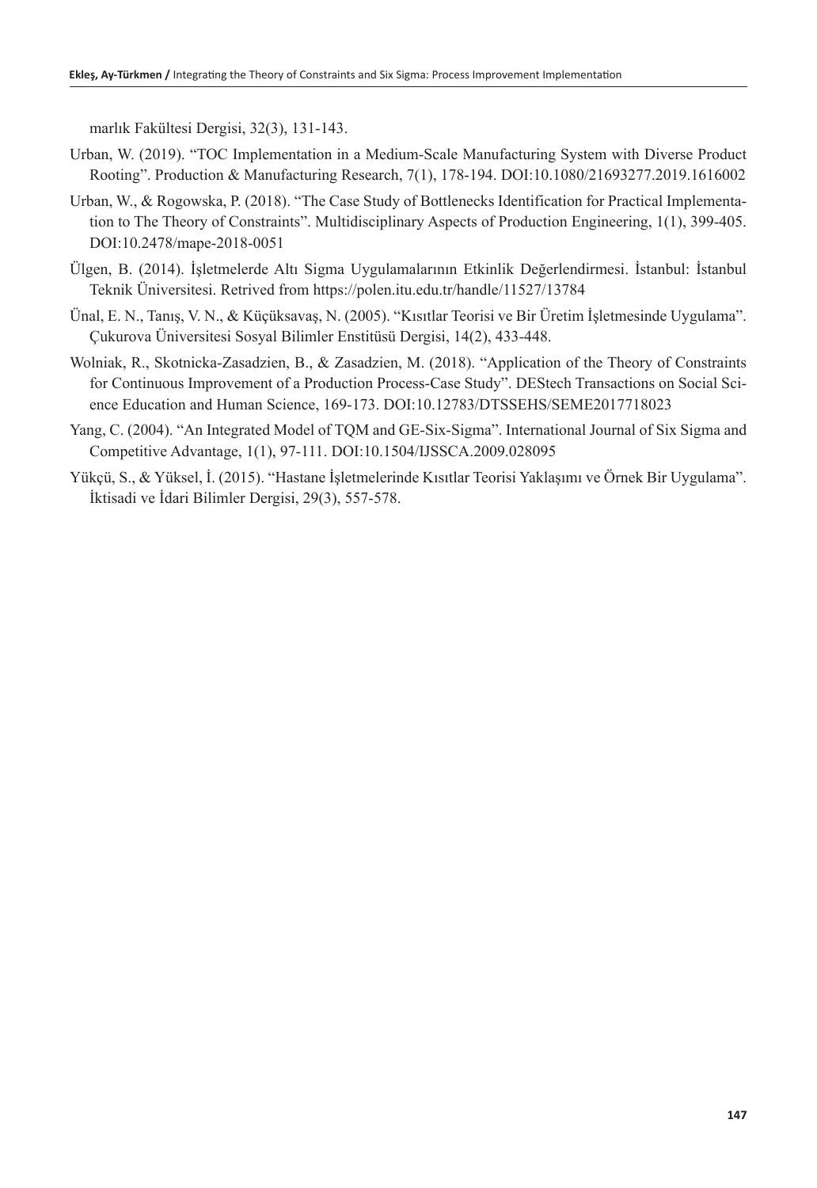marlık Fakültesi Dergisi, 32(3), 131-143.

Urban, W. (2019). "TOC Implementation in a Medium-Scale Manufacturing System with Diverse Product Rooting". Production & Manufacturing Research, 7(1), 178-194. DOI:10.1080/21693277.2019.1616002

Urban, W., & Rogowska, P. (2018). "The Case Study of Bottlenecks Identification for Practical Implementation to The Theory of Constraints". Multidisciplinary Aspects of Production Engineering, 1(1), 399-405. DOI:10.2478/mape-2018-0051

Ülgen, B. (2014). İşletmelerde Altı Sigma Uygulamalarının Etkinlik Değerlendirmesi. İstanbul: İstanbul Teknik Üniversitesi. Retrived from https://polen.itu.edu.tr/handle/11527/13784

Ünal, E. N., Tanış, V. N., & Küçüksavaş, N. (2005). "Kısıtlar Teorisi ve Bir Üretim İşletmesinde Uygulama". Çukurova Üniversitesi Sosyal Bilimler Enstitüsü Dergisi, 14(2), 433-448.

Wolniak, R., Skotnicka-Zasadzien, B., & Zasadzien, M. (2018). "Application of the Theory of Constraints for Continuous Improvement of a Production Process-Case Study". DEStech Transactions on Social Science Education and Human Science, 169-173. DOI:10.12783/DTSSEHS/SEME2017718023

Yang, C. (2004). "An Integrated Model of TQM and GE-Six-Sigma". International Journal of Six Sigma and Competitive Advantage, 1(1), 97-111. DOI:10.1504/IJSSCA.2009.028095

Yükçü, S., & Yüksel, İ. (2015). "Hastane İşletmelerinde Kısıtlar Teorisi Yaklaşımı ve Örnek Bir Uygulama". İktisadi ve İdari Bilimler Dergisi, 29(3), 557-578.